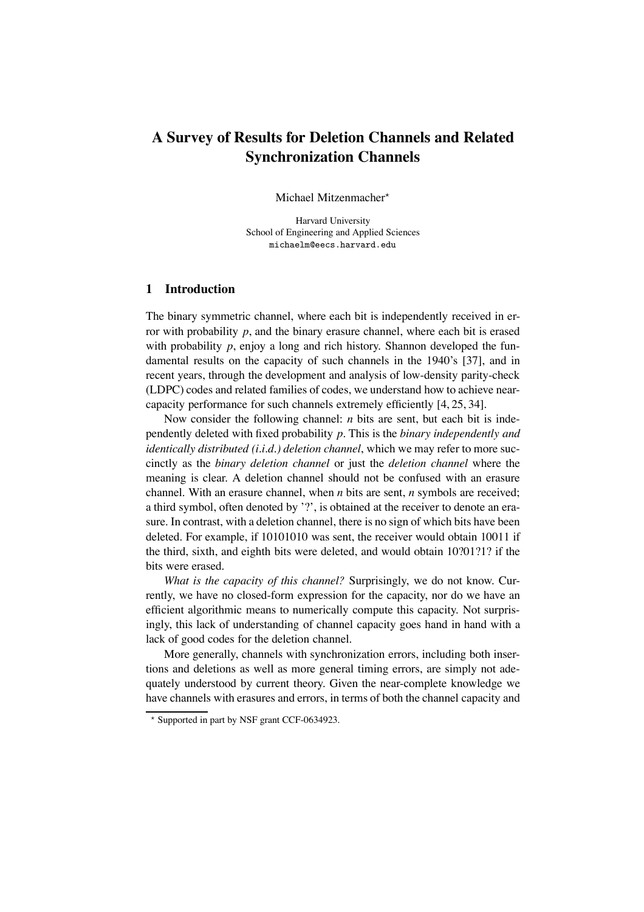# A Survey of Results for Deletion Channels and Related Synchronization Channels

Michael Mitzenmacher*

Harvard University
School of Engineering and Applied Sciences
michaelm@eecs.harvard.edu

## 1 Introduction

The binary symmetric channel, where each bit is independently received in error with probability $p$, and the binary erasure channel, where each bit is erased with probability $p$, enjoy a long and rich history. Shannon developed the fundamental results on the capacity of such channels in the 1940's [37], and in recent years, through the development and analysis of low-density parity-check (LDPC) codes and related families of codes, we understand how to achieve near-capacity performance for such channels extremely efficiently [4, 25, 34].

Now consider the following channel: $n$ bits are sent, but each bit is independently deleted with fixed probability $p$. This is the *binary independently and identically distributed (i.i.d.) deletion channel*, which we may refer to more succinctly as the *binary deletion channel* or just the *deletion channel* where the meaning is clear. A deletion channel should not be confused with an erasure channel. With an erasure channel, when $n$ bits are sent, $n$ symbols are received; a third symbol, often denoted by '?', is obtained at the receiver to denote an erasure. In contrast, with a deletion channel, there is no sign of which bits have been deleted. For example, if 10101010 was sent, the receiver would obtain 10011 if the third, sixth, and eighth bits were deleted, and would obtain 10?01?1? if the bits were erased.

*What is the capacity of this channel?* Surprisingly, we do not know. Currently, we have no closed-form expression for the capacity, nor do we have an efficient algorithmic means to numerically compute this capacity. Not surprisingly, this lack of understanding of channel capacity goes hand in hand with a lack of good codes for the deletion channel.

More generally, channels with synchronization errors, including both insertions and deletions as well as more general timing errors, are simply not adequately understood by current theory. Given the near-complete knowledge we have channels with erasures and errors, in terms of both the channel capacity and

* Supported in part by NSF grant CCF-0634923.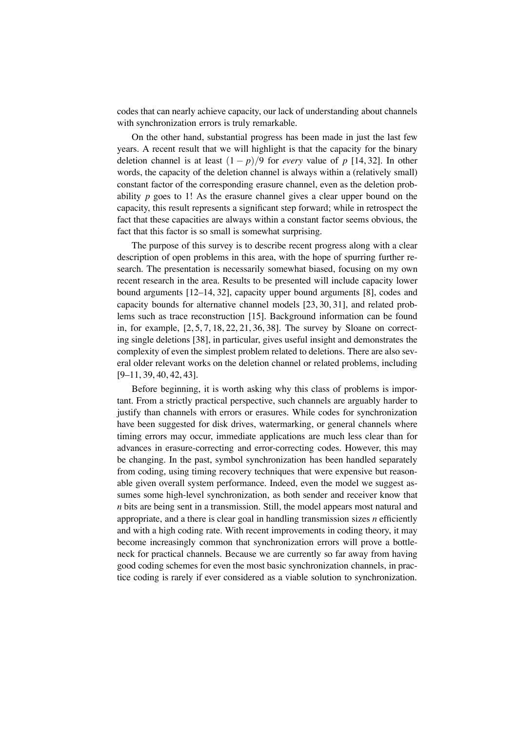codes that can nearly achieve capacity, our lack of understanding about channels with synchronization errors is truly remarkable.

On the other hand, substantial progress has been made in just the last few years. A recent result that we will highlight is that the capacity for the binary deletion channel is at least $(1-p)/9$ for *every* value of $p$ [14, 32]. In other words, the capacity of the deletion channel is always within a (relatively small) constant factor of the corresponding erasure channel, even as the deletion probability $p$ goes to 1! As the erasure channel gives a clear upper bound on the capacity, this result represents a significant step forward; while in retrospect the fact that these capacities are always within a constant factor seems obvious, the fact that this factor is so small is somewhat surprising.

The purpose of this survey is to describe recent progress along with a clear description of open problems in this area, with the hope of spurring further research. The presentation is necessarily somewhat biased, focusing on my own recent research in the area. Results to be presented will include capacity lower bound arguments [12–14, 32], capacity upper bound arguments [8], codes and capacity bounds for alternative channel models [23, 30, 31], and related problems such as trace reconstruction [15]. Background information can be found in, for example, [2, 5, 7, 18, 22, 21, 36, 38]. The survey by Sloane on correcting single deletions [38], in particular, gives useful insight and demonstrates the complexity of even the simplest problem related to deletions. There are also several older relevant works on the deletion channel or related problems, including [9–11, 39, 40, 42, 43].

Before beginning, it is worth asking why this class of problems is important. From a strictly practical perspective, such channels are arguably harder to justify than channels with errors or erasures. While codes for synchronization have been suggested for disk drives, watermarking, or general channels where timing errors may occur, immediate applications are much less clear than for advances in erasure-correcting and error-correcting codes. However, this may be changing. In the past, symbol synchronization has been handled separately from coding, using timing recovery techniques that were expensive but reasonable given overall system performance. Indeed, even the model we suggest assumes some high-level synchronization, as both sender and receiver know that $n$ bits are being sent in a transmission. Still, the model appears most natural and appropriate, and a there is clear goal in handling transmission sizes $n$ efficiently and with a high coding rate. With recent improvements in coding theory, it may become increasingly common that synchronization errors will prove a bottleneck for practical channels. Because we are currently so far away from having good coding schemes for even the most basic synchronization channels, in practice coding is rarely if ever considered as a viable solution to synchronization.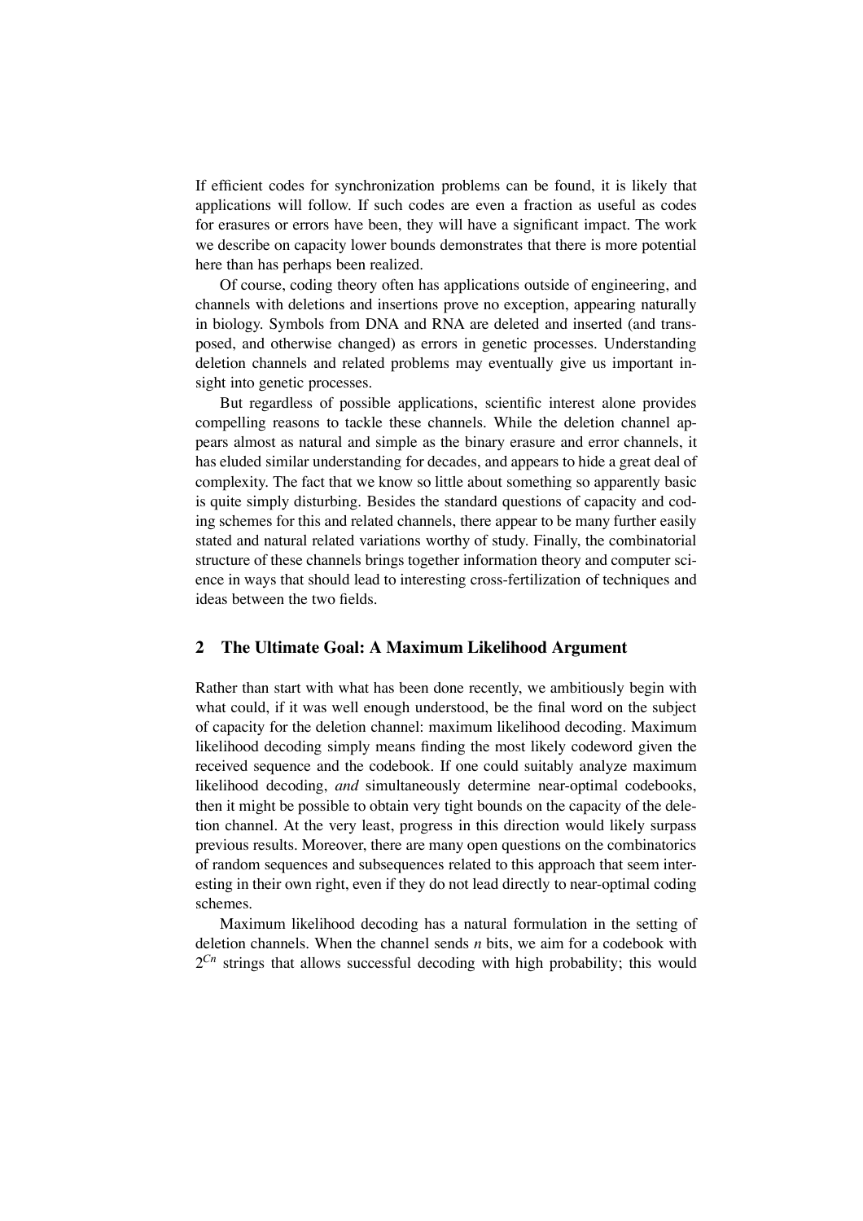If efficient codes for synchronization problems can be found, it is likely that applications will follow. If such codes are even a fraction as useful as codes for erasures or errors have been, they will have a significant impact. The work we describe on capacity lower bounds demonstrates that there is more potential here than has perhaps been realized.

Of course, coding theory often has applications outside of engineering, and channels with deletions and insertions prove no exception, appearing naturally in biology. Symbols from DNA and RNA are deleted and inserted (and transposed, and otherwise changed) as errors in genetic processes. Understanding deletion channels and related problems may eventually give us important insight into genetic processes.

But regardless of possible applications, scientific interest alone provides compelling reasons to tackle these channels. While the deletion channel appears almost as natural and simple as the binary erasure and error channels, it has eluded similar understanding for decades, and appears to hide a great deal of complexity. The fact that we know so little about something so apparently basic is quite simply disturbing. Besides the standard questions of capacity and coding schemes for this and related channels, there appear to be many further easily stated and natural related variations worthy of study. Finally, the combinatorial structure of these channels brings together information theory and computer science in ways that should lead to interesting cross-fertilization of techniques and ideas between the two fields.

## 2 The Ultimate Goal: A Maximum Likelihood Argument

Rather than start with what has been done recently, we ambitiously begin with what could, if it was well enough understood, be the final word on the subject of capacity for the deletion channel: maximum likelihood decoding. Maximum likelihood decoding simply means finding the most likely codeword given the received sequence and the codebook. If one could suitably analyze maximum likelihood decoding, *and* simultaneously determine near-optimal codebooks, then it might be possible to obtain very tight bounds on the capacity of the deletion channel. At the very least, progress in this direction would likely surpass previous results. Moreover, there are many open questions on the combinatorics of random sequences and subsequences related to this approach that seem interesting in their own right, even if they do not lead directly to near-optimal coding schemes.

Maximum likelihood decoding has a natural formulation in the setting of deletion channels. When the channel sends $n$ bits, we aim for a codebook with $2^{Cn}$ strings that allows successful decoding with high probability; this would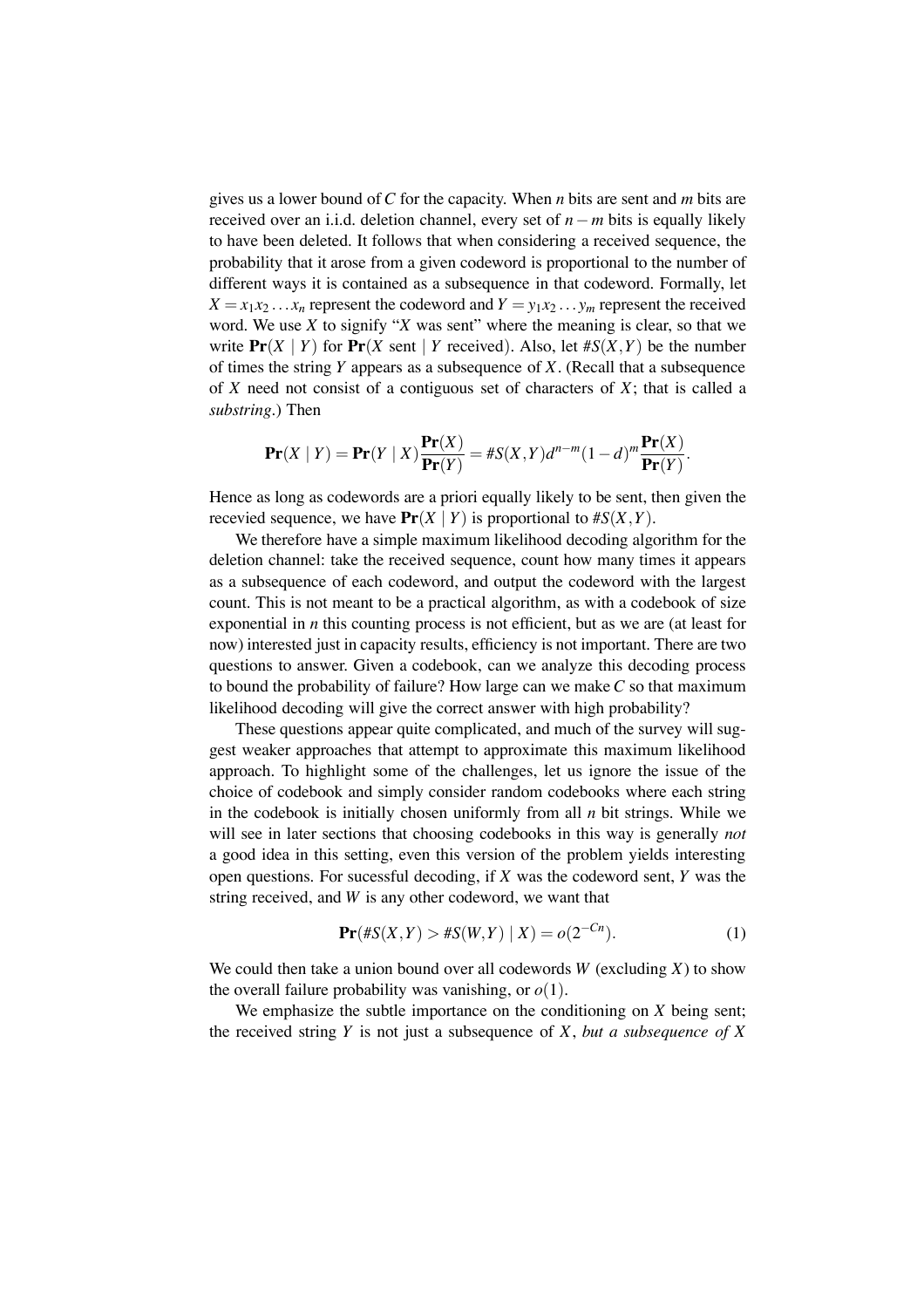gives us a lower bound of $C$ for the capacity. When $n$ bits are sent and $m$ bits are received over an i.i.d. deletion channel, every set of $n-m$ bits is equally likely to have been deleted. It follows that when considering a received sequence, the probability that it arose from a given codeword is proportional to the number of different ways it is contained as a subsequence in that codeword. Formally, let $X = x_1x_2 \ldots x_n$ represent the codeword and $Y = y_1x_2 \ldots y_m$ represent the received word. We use $X$ to signify "$X$ was sent" where the meaning is clear, so that we write $\mathbf{Pr}(X \mid Y)$ for $\mathbf{Pr}(X \text{ sent} \mid Y \text{ received})$. Also, let $\#S(X,Y)$ be the number of times the string $Y$ appears as a subsequence of $X$. (Recall that a subsequence of $X$ need not consist of a contiguous set of characters of $X$; that is called a *substring*.) Then

$$\mathbf{Pr}(X \mid Y) = \mathbf{Pr}(Y \mid X)\frac{\mathbf{Pr}(X)}{\mathbf{Pr}(Y)} = \#S(X,Y)d^{n-m}(1-d)^m\frac{\mathbf{Pr}(X)}{\mathbf{Pr}(Y)}.$$

Hence as long as codewords are a priori equally likely to be sent, then given the recevied sequence, we have $\mathbf{Pr}(X \mid Y)$ is proportional to $\#S(X,Y)$.

We therefore have a simple maximum likelihood decoding algorithm for the deletion channel: take the received sequence, count how many times it appears as a subsequence of each codeword, and output the codeword with the largest count. This is not meant to be a practical algorithm, as with a codebook of size exponential in $n$ this counting process is not efficient, but as we are (at least for now) interested just in capacity results, efficiency is not important. There are two questions to answer. Given a codebook, can we analyze this decoding process to bound the probability of failure? How large can we make $C$ so that maximum likelihood decoding will give the correct answer with high probability?

These questions appear quite complicated, and much of the survey will suggest weaker approaches that attempt to approximate this maximum likelihood approach. To highlight some of the challenges, let us ignore the issue of the choice of codebook and simply consider random codebooks where each string in the codebook is initially chosen uniformly from all $n$ bit strings. While we will see in later sections that choosing codebooks in this way is generally *not* a good idea in this setting, even this version of the problem yields interesting open questions. For sucessful decoding, if $X$ was the codeword sent, $Y$ was the string received, and $W$ is any other codeword, we want that

$$\mathbf{Pr}(\#S(X,Y) > \#S(W,Y) \mid X) = o(2^{-Cn}). \tag{1}$$

We could then take a union bound over all codewords $W$ (excluding $X$) to show the overall failure probability was vanishing, or $o(1)$.

We emphasize the subtle importance on the conditioning on $X$ being sent; the received string $Y$ is not just a subsequence of $X$, *but a subsequence of X*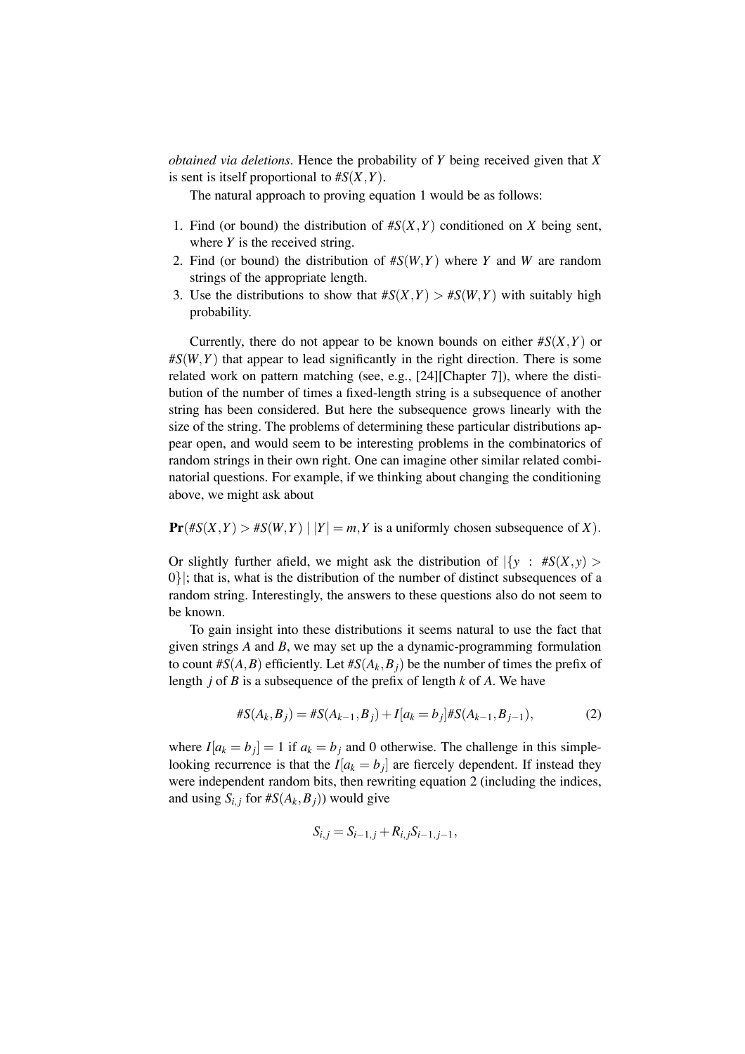*obtained via deletions*. Hence the probability of $Y$ being received given that $X$ is sent is itself proportional to $\#S(X,Y)$.

The natural approach to proving equation 1 would be as follows:

1. Find (or bound) the distribution of $\#S(X,Y)$ conditioned on $X$ being sent, where $Y$ is the received string.
2. Find (or bound) the distribution of $\#S(W,Y)$ where $Y$ and $W$ are random strings of the appropriate length.
3. Use the distributions to show that $\#S(X,Y) > \#S(W,Y)$ with suitably high probability.

Currently, there do not appear to be known bounds on either $\#S(X,Y)$ or $\#S(W,Y)$ that appear to lead significantly in the right direction. There is some related work on pattern matching (see, e.g., [24][Chapter 7]), where the distibution of the number of times a fixed-length string is a subsequence of another string has been considered. But here the subsequence grows linearly with the size of the string. The problems of determining these particular distributions appear open, and would seem to be interesting problems in the combinatorics of random strings in their own right. One can imagine other similar related combinatorial questions. For example, if we thinking about changing the conditioning above, we might ask about

$$\mathbf{Pr}(\#S(X,Y) > \#S(W,Y) \mid |Y| = m, Y \text{ is a uniformly chosen subsequence of } X).$$

Or slightly further afield, we might ask the distribution of $|\{y : \#S(X,y) > 0\}|$; that is, what is the distribution of the number of distinct subsequences of a random string. Interestingly, the answers to these questions also do not seem to be known.

To gain insight into these distributions it seems natural to use the fact that given strings $A$ and $B$, we may set up the a dynamic-programming formulation to count $\#S(A,B)$ efficiently. Let $\#S(A_k,B_j)$ be the number of times the prefix of length $j$ of $B$ is a subsequence of the prefix of length $k$ of $A$. We have

$$\#S(A_k,B_j) = \#S(A_{k-1},B_j) + I[a_k = b_j]\#S(A_{k-1},B_{j-1}), \tag{2}$$

where $I[a_k = b_j] = 1$ if $a_k = b_j$ and 0 otherwise. The challenge in this simple-looking recurrence is that the $I[a_k = b_j]$ are fiercely dependent. If instead they were independent random bits, then rewriting equation 2 (including the indices, and using $S_{i,j}$ for $\#S(A_k,B_j)$) would give

$$S_{i,j} = S_{i-1,j} + R_{i,j}S_{i-1,j-1},$$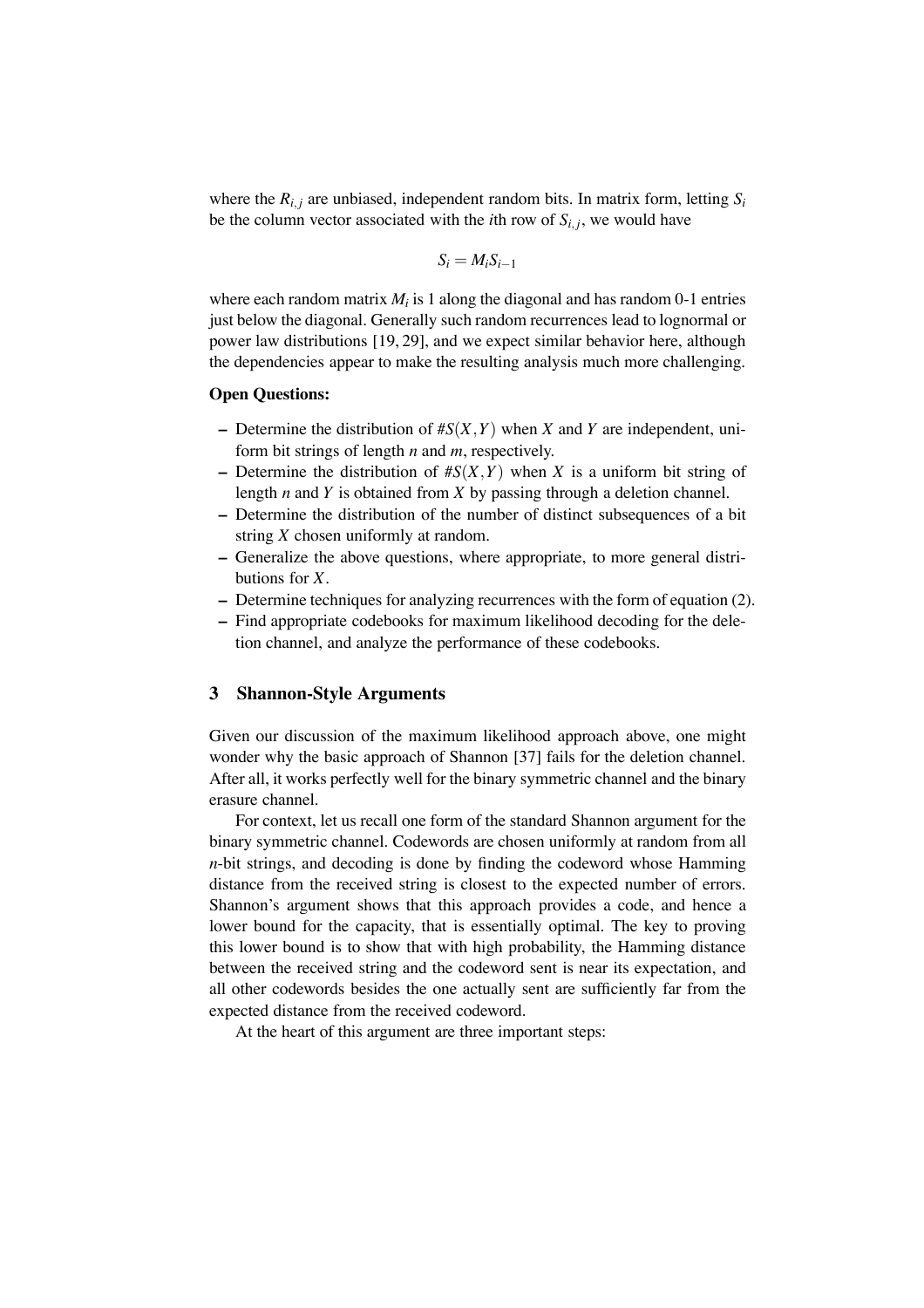where the $R_{i,j}$ are unbiased, independent random bits. In matrix form, letting $S_i$ be the column vector associated with the $i$th row of $S_{i,j}$, we would have

$$S_i = M_i S_{i-1}$$

where each random matrix $M_i$ is 1 along the diagonal and has random 0-1 entries just below the diagonal. Generally such random recurrences lead to lognormal or power law distributions [19, 29], and we expect similar behavior here, although the dependencies appear to make the resulting analysis much more challenging.

**Open Questions:**

- Determine the distribution of $\#S(X,Y)$ when $X$ and $Y$ are independent, uniform bit strings of length $n$ and $m$, respectively.
- Determine the distribution of $\#S(X,Y)$ when $X$ is a uniform bit string of length $n$ and $Y$ is obtained from $X$ by passing through a deletion channel.
- Determine the distribution of the number of distinct subsequences of a bit string $X$ chosen uniformly at random.
- Generalize the above questions, where appropriate, to more general distributions for $X$.
- Determine techniques for analyzing recurrences with the form of equation (2).
- Find appropriate codebooks for maximum likelihood decoding for the deletion channel, and analyze the performance of these codebooks.

## 3 Shannon-Style Arguments

Given our discussion of the maximum likelihood approach above, one might wonder why the basic approach of Shannon [37] fails for the deletion channel. After all, it works perfectly well for the binary symmetric channel and the binary erasure channel.

For context, let us recall one form of the standard Shannon argument for the binary symmetric channel. Codewords are chosen uniformly at random from all $n$-bit strings, and decoding is done by finding the codeword whose Hamming distance from the received string is closest to the expected number of errors. Shannon's argument shows that this approach provides a code, and hence a lower bound for the capacity, that is essentially optimal. The key to proving this lower bound is to show that with high probability, the Hamming distance between the received string and the codeword sent is near its expectation, and all other codewords besides the one actually sent are sufficiently far from the expected distance from the received codeword.

At the heart of this argument are three important steps: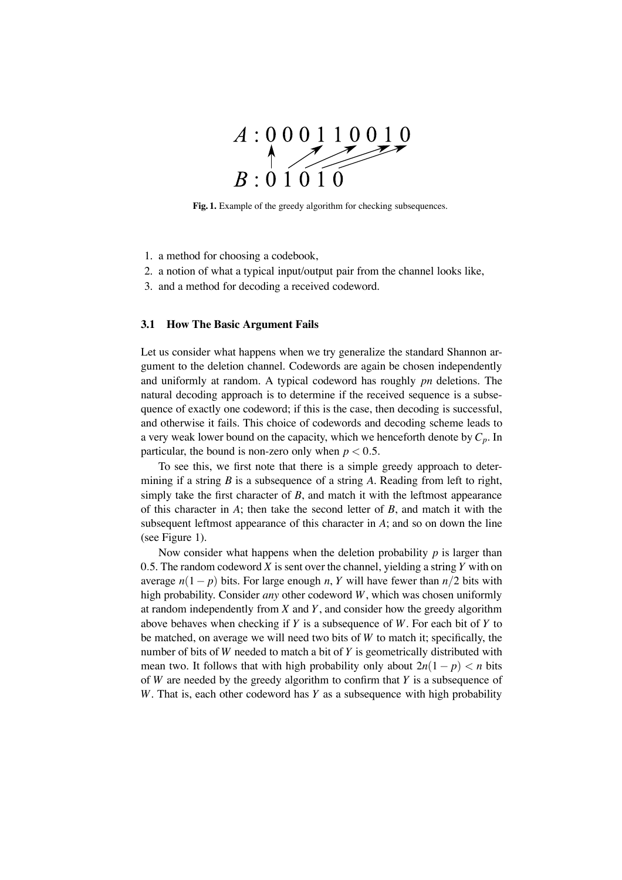$$A: 0\,0\,0\,1\,1\,0\,0\,1\,0$$

$$B: 0\,1\,0\,1\,0$$

**Fig. 1.** Example of the greedy algorithm for checking subsequences.

1. a method for choosing a codebook,
2. a notion of what a typical input/output pair from the channel looks like,
3. and a method for decoding a received codeword.

### 3.1 How The Basic Argument Fails

Let us consider what happens when we try generalize the standard Shannon argument to the deletion channel. Codewords are again be chosen independently and uniformly at random. A typical codeword has roughly $pn$ deletions. The natural decoding approach is to determine if the received sequence is a subsequence of exactly one codeword; if this is the case, then decoding is successful, and otherwise it fails. This choice of codewords and decoding scheme leads to a very weak lower bound on the capacity, which we henceforth denote by $C_p$. In particular, the bound is non-zero only when $p < 0.5$.

To see this, we first note that there is a simple greedy approach to determining if a string $B$ is a subsequence of a string $A$. Reading from left to right, simply take the first character of $B$, and match it with the leftmost appearance of this character in $A$; then take the second letter of $B$, and match it with the subsequent leftmost appearance of this character in $A$; and so on down the line (see Figure 1).

Now consider what happens when the deletion probability $p$ is larger than 0.5. The random codeword $X$ is sent over the channel, yielding a string $Y$ with on average $n(1-p)$ bits. For large enough $n$, $Y$ will have fewer than $n/2$ bits with high probability. Consider *any* other codeword $W$, which was chosen uniformly at random independently from $X$ and $Y$, and consider how the greedy algorithm above behaves when checking if $Y$ is a subsequence of $W$. For each bit of $Y$ to be matched, on average we will need two bits of $W$ to match it; specifically, the number of bits of $W$ needed to match a bit of $Y$ is geometrically distributed with mean two. It follows that with high probability only about $2n(1-p) < n$ bits of $W$ are needed by the greedy algorithm to confirm that $Y$ is a subsequence of $W$. That is, each other codeword has $Y$ as a subsequence with high probability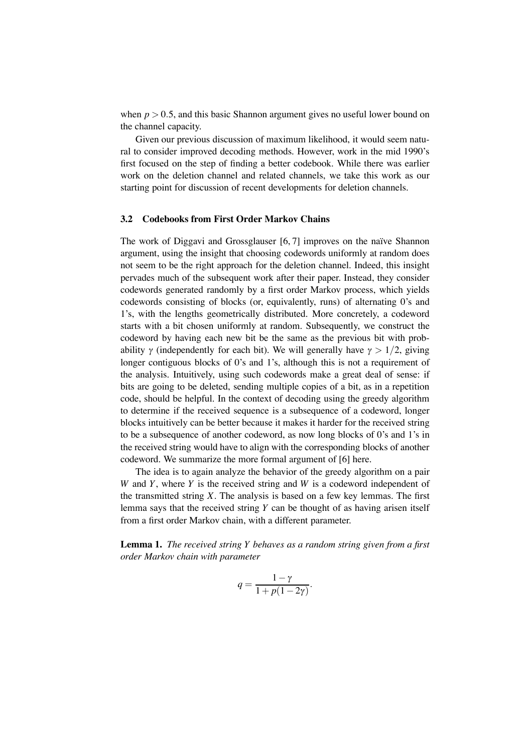when $p > 0.5$, and this basic Shannon argument gives no useful lower bound on the channel capacity.

Given our previous discussion of maximum likelihood, it would seem natural to consider improved decoding methods. However, work in the mid 1990's first focused on the step of finding a better codebook. While there was earlier work on the deletion channel and related channels, we take this work as our starting point for discussion of recent developments for deletion channels.

### 3.2 Codebooks from First Order Markov Chains

The work of Diggavi and Grossglauser [6, 7] improves on the naïve Shannon argument, using the insight that choosing codewords uniformly at random does not seem to be the right approach for the deletion channel. Indeed, this insight pervades much of the subsequent work after their paper. Instead, they consider codewords generated randomly by a first order Markov process, which yields codewords consisting of blocks (or, equivalently, runs) of alternating 0's and 1's, with the lengths geometrically distributed. More concretely, a codeword starts with a bit chosen uniformly at random. Subsequently, we construct the codeword by having each new bit be the same as the previous bit with probability $\gamma$ (independently for each bit). We will generally have $\gamma > 1/2$, giving longer contiguous blocks of 0's and 1's, although this is not a requirement of the analysis. Intuitively, using such codewords make a great deal of sense: if bits are going to be deleted, sending multiple copies of a bit, as in a repetition code, should be helpful. In the context of decoding using the greedy algorithm to determine if the received sequence is a subsequence of a codeword, longer blocks intuitively can be better because it makes it harder for the received string to be a subsequence of another codeword, as now long blocks of 0's and 1's in the received string would have to align with the corresponding blocks of another codeword. We summarize the more formal argument of [6] here.

The idea is to again analyze the behavior of the greedy algorithm on a pair $W$ and $Y$, where $Y$ is the received string and $W$ is a codeword independent of the transmitted string $X$. The analysis is based on a few key lemmas. The first lemma says that the received string $Y$ can be thought of as having arisen itself from a first order Markov chain, with a different parameter.

**Lemma 1.** *The received string $Y$ behaves as a random string given from a first order Markov chain with parameter*

$$q = \frac{1-\gamma}{1+p(1-2\gamma)}.$$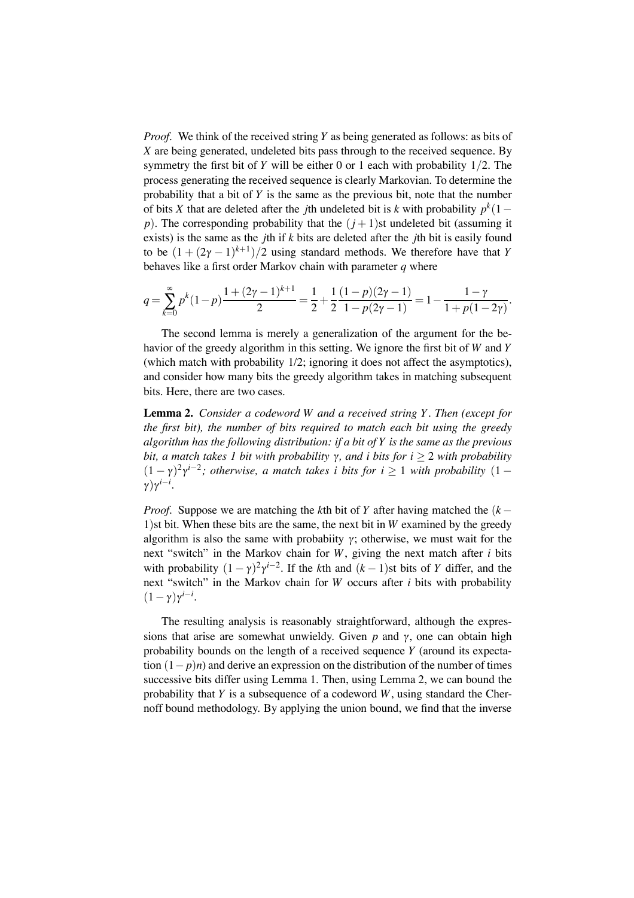*Proof.* We think of the received string $Y$ as being generated as follows: as bits of $X$ are being generated, undeleted bits pass through to the received sequence. By symmetry the first bit of $Y$ will be either 0 or 1 each with probability $1/2$. The process generating the received sequence is clearly Markovian. To determine the probability that a bit of $Y$ is the same as the previous bit, note that the number of bits $X$ that are deleted after the $j$th undeleted bit is $k$ with probability $p^k(1-p)$. The corresponding probability that the $(j+1)$st undeleted bit (assuming it exists) is the same as the $j$th if $k$ bits are deleted after the $j$th bit is easily found to be $(1+(2\gamma-1)^{k+1})/2$ using standard methods. We therefore have that $Y$ behaves like a first order Markov chain with parameter $q$ where

$$q = \sum_{k=0}^{\infty} p^k(1-p)\frac{1+(2\gamma-1)^{k+1}}{2} = \frac{1}{2} + \frac{1}{2}\frac{(1-p)(2\gamma-1)}{1-p(2\gamma-1)} = 1 - \frac{1-\gamma}{1+p(1-2\gamma)}.$$

The second lemma is merely a generalization of the argument for the behavior of the greedy algorithm in this setting. We ignore the first bit of $W$ and $Y$ (which match with probability 1/2; ignoring it does not affect the asymptotics), and consider how many bits the greedy algorithm takes in matching subsequent bits. Here, there are two cases.

**Lemma 2.** *Consider a codeword $W$ and a received string $Y$. Then (except for the first bit), the number of bits required to match each bit using the greedy algorithm has the following distribution: if a bit of $Y$ is the same as the previous bit, a match takes 1 bit with probability $\gamma$, and $i$ bits for $i \geq 2$ with probability $(1-\gamma)^2\gamma^{i-2}$; otherwise, a match takes $i$ bits for $i \geq 1$ with probability $(1-\gamma)\gamma^{i-i}$.*

*Proof.* Suppose we are matching the $k$th bit of $Y$ after having matched the $(k-1)$st bit. When these bits are the same, the next bit in $W$ examined by the greedy algorithm is also the same with probabiity $\gamma$; otherwise, we must wait for the next "switch" in the Markov chain for $W$, giving the next match after $i$ bits with probability $(1-\gamma)^2\gamma^{i-2}$. If the $k$th and $(k-1)$st bits of $Y$ differ, and the next "switch" in the Markov chain for $W$ occurs after $i$ bits with probability $(1-\gamma)\gamma^{i-i}$.

The resulting analysis is reasonably straightforward, although the expressions that arise are somewhat unwieldy. Given $p$ and $\gamma$, one can obtain high probability bounds on the length of a received sequence $Y$ (around its expectation $(1-p)n$) and derive an expression on the distribution of the number of times successive bits differ using Lemma 1. Then, using Lemma 2, we can bound the probability that $Y$ is a subsequence of a codeword $W$, using standard the Chernoff bound methodology. By applying the union bound, we find that the inverse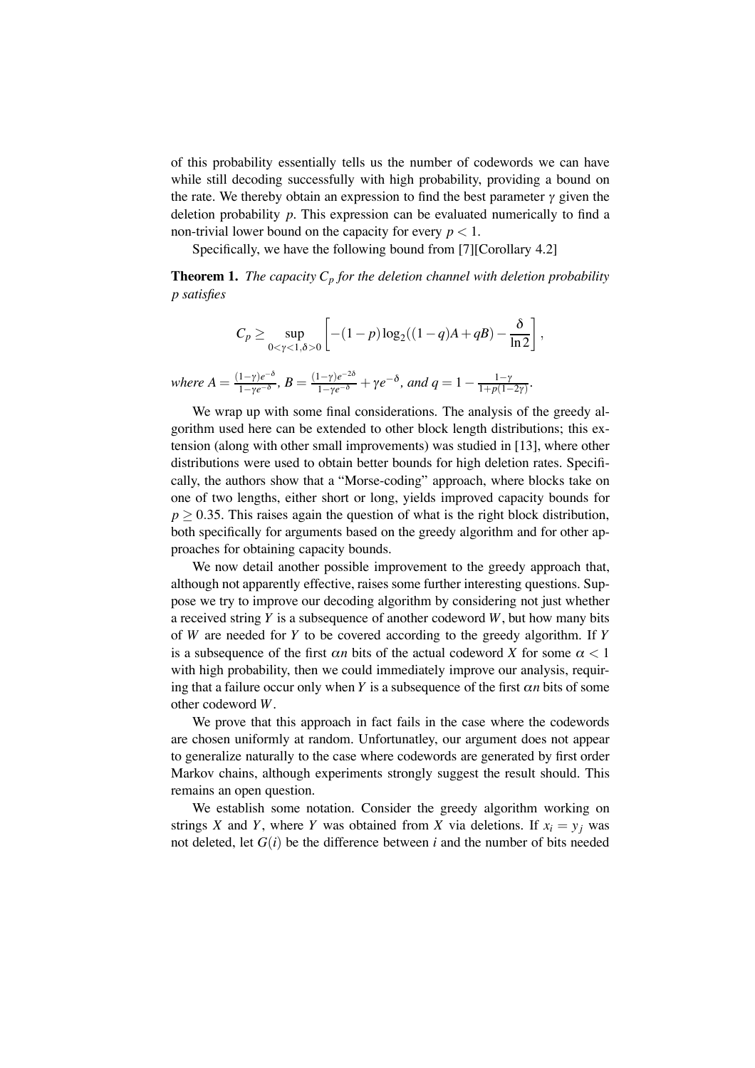of this probability essentially tells us the number of codewords we can have while still decoding successfully with high probability, providing a bound on the rate. We thereby obtain an expression to find the best parameter $\gamma$ given the deletion probability $p$. This expression can be evaluated numerically to find a non-trivial lower bound on the capacity for every $p < 1$.

Specifically, we have the following bound from [7][Corollary 4.2]

**Theorem 1.** *The capacity $C_p$ for the deletion channel with deletion probability $p$ satisfies*

$$C_p \geq \sup_{0<\gamma<1, \delta>0} \left[ -(1-p)\log_2((1-q)A + qB) - \frac{\delta}{\ln 2} \right],$$

*where* $A = \frac{(1-\gamma)e^{-\delta}}{1-\gamma e^{-\delta}}$, $B = \frac{(1-\gamma)e^{-2\delta}}{1-\gamma e^{-\delta}} + \gamma e^{-\delta}$, *and* $q = 1 - \frac{1-\gamma}{1+p(1-2\gamma)}$.

We wrap up with some final considerations. The analysis of the greedy algorithm used here can be extended to other block length distributions; this extension (along with other small improvements) was studied in [13], where other distributions were used to obtain better bounds for high deletion rates. Specifically, the authors show that a "Morse-coding" approach, where blocks take on one of two lengths, either short or long, yields improved capacity bounds for $p \geq 0.35$. This raises again the question of what is the right block distribution, both specifically for arguments based on the greedy algorithm and for other approaches for obtaining capacity bounds.

We now detail another possible improvement to the greedy approach that, although not apparently effective, raises some further interesting questions. Suppose we try to improve our decoding algorithm by considering not just whether a received string $Y$ is a subsequence of another codeword $W$, but how many bits of $W$ are needed for $Y$ to be covered according to the greedy algorithm. If $Y$ is a subsequence of the first $\alpha n$ bits of the actual codeword $X$ for some $\alpha < 1$ with high probability, then we could immediately improve our analysis, requiring that a failure occur only when $Y$ is a subsequence of the first $\alpha n$ bits of some other codeword $W$.

We prove that this approach in fact fails in the case where the codewords are chosen uniformly at random. Unfortunatley, our argument does not appear to generalize naturally to the case where codewords are generated by first order Markov chains, although experiments strongly suggest the result should. This remains an open question.

We establish some notation. Consider the greedy algorithm working on strings $X$ and $Y$, where $Y$ was obtained from $X$ via deletions. If $x_i = y_j$ was not deleted, let $G(i)$ be the difference between $i$ and the number of bits needed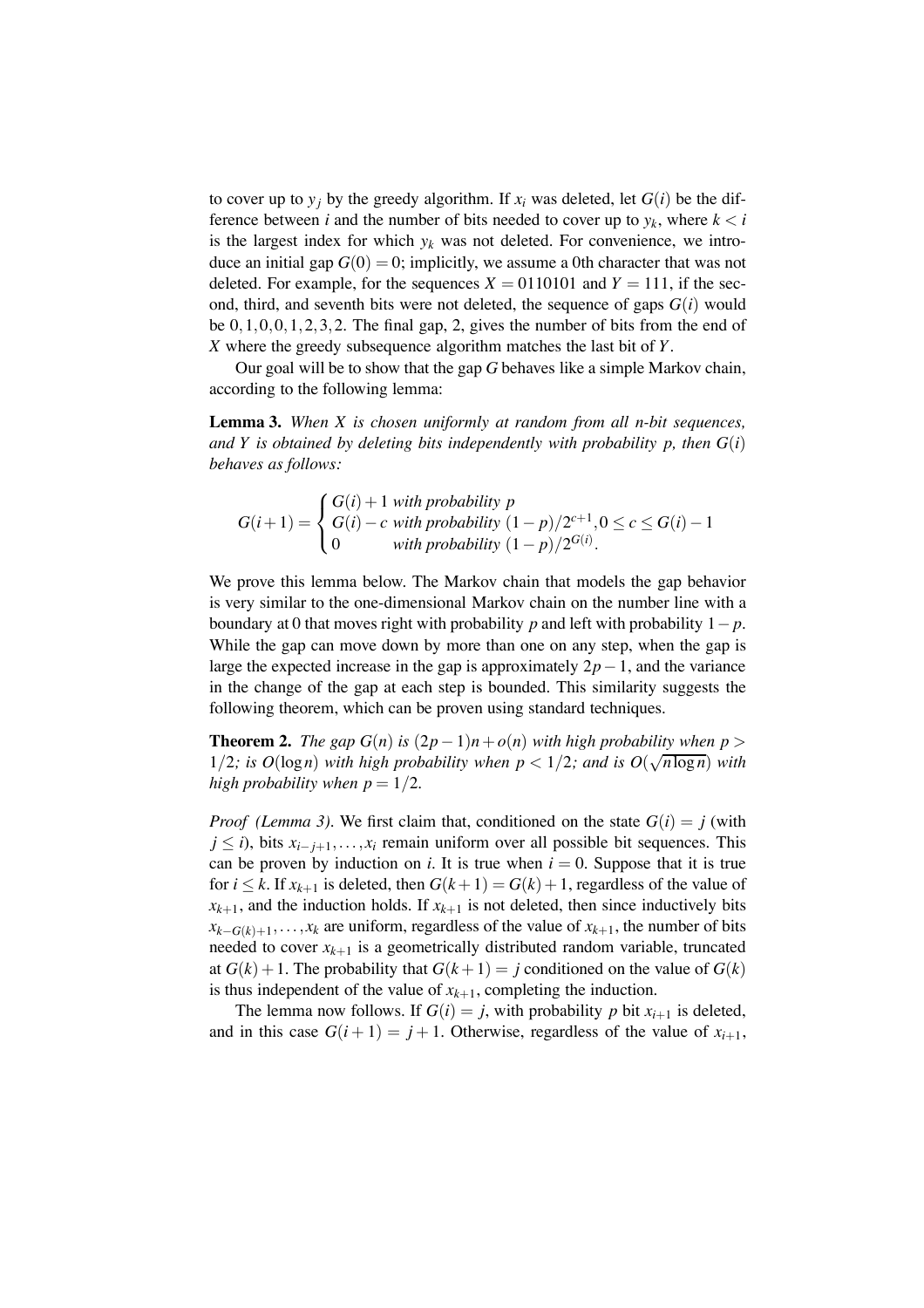to cover up to $y_j$ by the greedy algorithm. If $x_i$ was deleted, let $G(i)$ be the difference between $i$ and the number of bits needed to cover up to $y_k$, where $k < i$ is the largest index for which $y_k$ was not deleted. For convenience, we introduce an initial gap $G(0) = 0$; implicitly, we assume a 0th character that was not deleted. For example, for the sequences $X = 0110101$ and $Y = 111$, if the second, third, and seventh bits were not deleted, the sequence of gaps $G(i)$ would be $0, 1, 0, 0, 1, 2, 3, 2$. The final gap, 2, gives the number of bits from the end of $X$ where the greedy subsequence algorithm matches the last bit of $Y$.

Our goal will be to show that the gap $G$ behaves like a simple Markov chain, according to the following lemma:

**Lemma 3.** *When $X$ is chosen uniformly at random from all $n$-bit sequences, and $Y$ is obtained by deleting bits independently with probability $p$, then $G(i)$ behaves as follows:*

$$G(i+1) = \begin{cases} G(i)+1 \text{ with probability } p \\ G(i)-c \text{ with probability } (1-p)/2^{c+1}, 0 \le c \le G(i)-1 \\ 0 \qquad\quad \text{ with probability } (1-p)/2^{G(i)}. \end{cases}$$

We prove this lemma below. The Markov chain that models the gap behavior is very similar to the one-dimensional Markov chain on the number line with a boundary at 0 that moves right with probability $p$ and left with probability $1-p$. While the gap can move down by more than one on any step, when the gap is large the expected increase in the gap is approximately $2p-1$, and the variance in the change of the gap at each step is bounded. This similarity suggests the following theorem, which can be proven using standard techniques.

**Theorem 2.** *The gap $G(n)$ is $(2p-1)n + o(n)$ with high probability when $p > 1/2$; is $O(\log n)$ with high probability when $p < 1/2$; and is $O(\sqrt{n \log n})$ with high probability when $p = 1/2$.*

*Proof (Lemma 3)*. We first claim that, conditioned on the state $G(i) = j$ (with $j \le i$), bits $x_{i-j+1}, \ldots, x_i$ remain uniform over all possible bit sequences. This can be proven by induction on $i$. It is true when $i = 0$. Suppose that it is true for $i \le k$. If $x_{k+1}$ is deleted, then $G(k+1) = G(k) + 1$, regardless of the value of $x_{k+1}$, and the induction holds. If $x_{k+1}$ is not deleted, then since inductively bits $x_{k-G(k)+1}, \ldots, x_k$ are uniform, regardless of the value of $x_{k+1}$, the number of bits needed to cover $x_{k+1}$ is a geometrically distributed random variable, truncated at $G(k)+1$. The probability that $G(k+1) = j$ conditioned on the value of $G(k)$ is thus independent of the value of $x_{k+1}$, completing the induction.

The lemma now follows. If $G(i) = j$, with probability $p$ bit $x_{i+1}$ is deleted, and in this case $G(i+1) = j+1$. Otherwise, regardless of the value of $x_{i+1}$,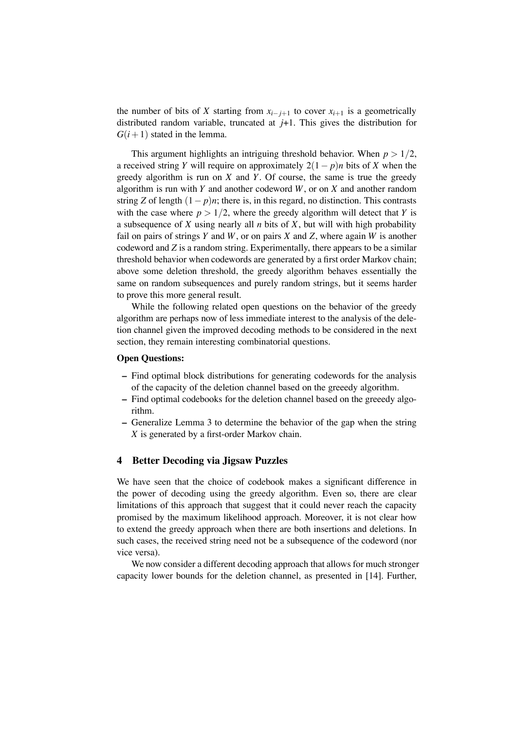the number of bits of $X$ starting from $x_{i-j+1}$ to cover $x_{i+1}$ is a geometrically distributed random variable, truncated at $j$+1. This gives the distribution for $G(i+1)$ stated in the lemma.

This argument highlights an intriguing threshold behavior. When $p > 1/2$, a received string $Y$ will require on approximately $2(1-p)n$ bits of $X$ when the greedy algorithm is run on $X$ and $Y$. Of course, the same is true the greedy algorithm is run with $Y$ and another codeword $W$, or on $X$ and another random string $Z$ of length $(1-p)n$; there is, in this regard, no distinction. This contrasts with the case where $p > 1/2$, where the greedy algorithm will detect that $Y$ is a subsequence of $X$ using nearly all $n$ bits of $X$, but will with high probability fail on pairs of strings $Y$ and $W$, or on pairs $X$ and $Z$, where again $W$ is another codeword and $Z$ is a random string. Experimentally, there appears to be a similar threshold behavior when codewords are generated by a first order Markov chain; above some deletion threshold, the greedy algorithm behaves essentially the same on random subsequences and purely random strings, but it seems harder to prove this more general result.

While the following related open questions on the behavior of the greedy algorithm are perhaps now of less immediate interest to the analysis of the deletion channel given the improved decoding methods to be considered in the next section, they remain interesting combinatorial questions.

**Open Questions:**

- Find optimal block distributions for generating codewords for the analysis of the capacity of the deletion channel based on the greeedy algorithm.
- Find optimal codebooks for the deletion channel based on the greeedy algorithm.
- Generalize Lemma 3 to determine the behavior of the gap when the string $X$ is generated by a first-order Markov chain.

## 4 Better Decoding via Jigsaw Puzzles

We have seen that the choice of codebook makes a significant difference in the power of decoding using the greedy algorithm. Even so, there are clear limitations of this approach that suggest that it could never reach the capacity promised by the maximum likelihood approach. Moreover, it is not clear how to extend the greedy approach when there are both insertions and deletions. In such cases, the received string need not be a subsequence of the codeword (nor vice versa).

We now consider a different decoding approach that allows for much stronger capacity lower bounds for the deletion channel, as presented in [14]. Further,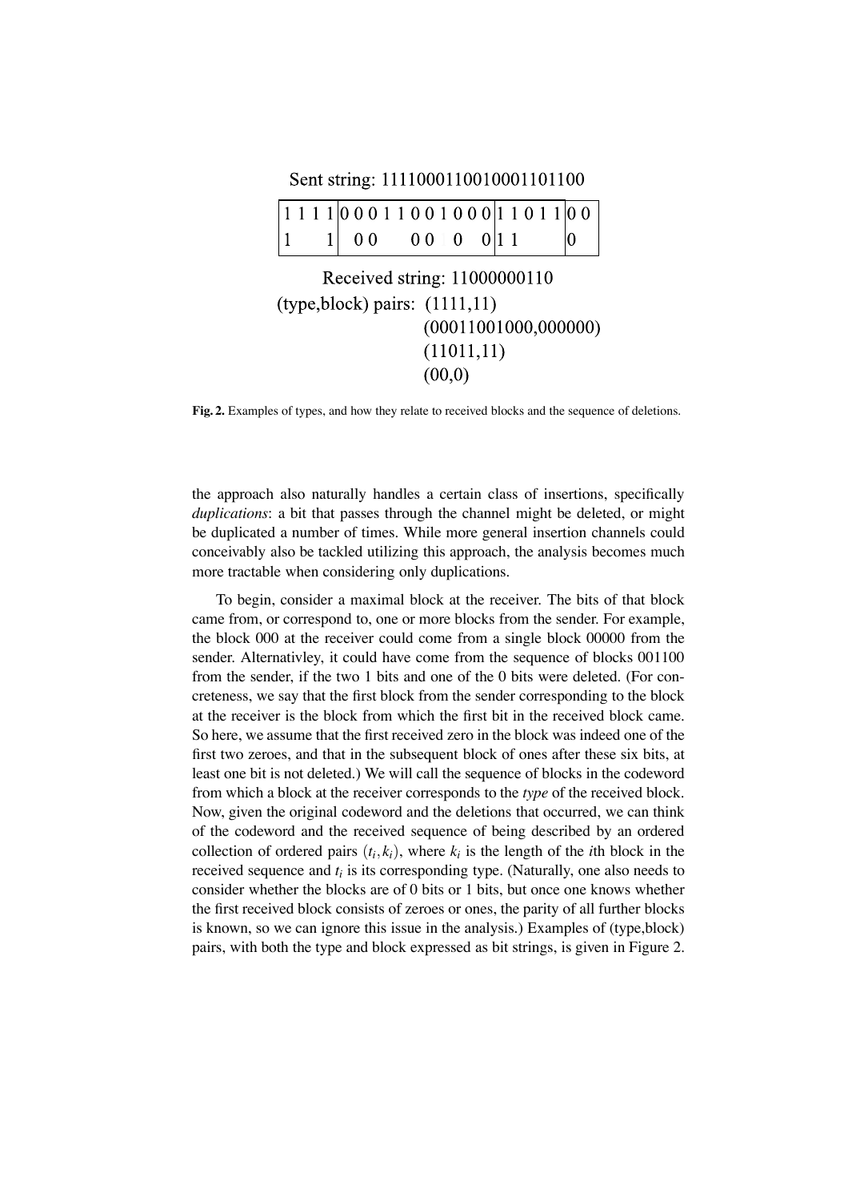Sent string: 1111000110010001101100

| 1 1 1 1 | 0 0 0 1 1 0 0 1 0 0 0 | 1 1 0 1 1 | 0 0 |
|---|---|---|---|
| 1       1 | 0 0       0 0   0    0 | 1 1 | 0 |

Received string: 11000000110

(type,block) pairs: (1111,11)
(00011001000,000000)
(11011,11)
(00,0)

**Fig. 2.** Examples of types, and how they relate to received blocks and the sequence of deletions.

the approach also naturally handles a certain class of insertions, specifically *duplications*: a bit that passes through the channel might be deleted, or might be duplicated a number of times. While more general insertion channels could conceivably also be tackled utilizing this approach, the analysis becomes much more tractable when considering only duplications.

To begin, consider a maximal block at the receiver. The bits of that block came from, or correspond to, one or more blocks from the sender. For example, the block 000 at the receiver could come from a single block 00000 from the sender. Alternativley, it could have come from the sequence of blocks 001100 from the sender, if the two 1 bits and one of the 0 bits were deleted. (For concreteness, we say that the first block from the sender corresponding to the block at the receiver is the block from which the first bit in the received block came. So here, we assume that the first received zero in the block was indeed one of the first two zeroes, and that in the subsequent block of ones after these six bits, at least one bit is not deleted.) We will call the sequence of blocks in the codeword from which a block at the receiver corresponds to the *type* of the received block. Now, given the original codeword and the deletions that occurred, we can think of the codeword and the received sequence of being described by an ordered collection of ordered pairs $(t_i, k_i)$, where $k_i$ is the length of the $i$th block in the received sequence and $t_i$ is its corresponding type. (Naturally, one also needs to consider whether the blocks are of 0 bits or 1 bits, but once one knows whether the first received block consists of zeroes or ones, the parity of all further blocks is known, so we can ignore this issue in the analysis.) Examples of (type,block) pairs, with both the type and block expressed as bit strings, is given in Figure 2.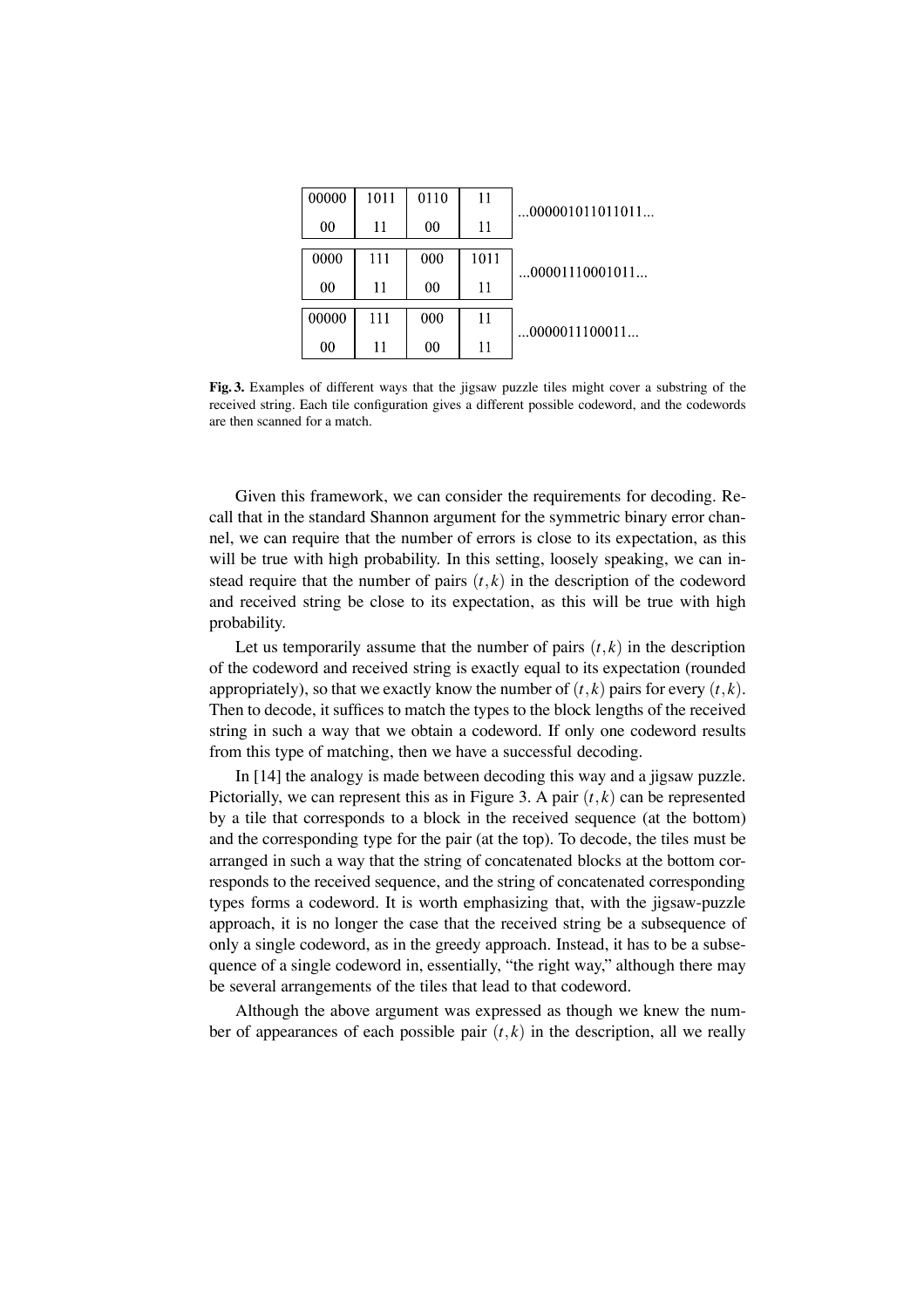| 00000 | 1011 | 0110 | 11 | ...000001011011011... |
|---|---|---|---|---|
| 00 | 11 | 00 | 11 | |

| 0000 | 111 | 000 | 1011 | ...00001110001011... |
|---|---|---|---|---|
| 00 | 11 | 00 | 11 | |

| 00000 | 111 | 000 | 11 | ...0000011100011... |
|---|---|---|---|---|
| 00 | 11 | 00 | 11 | |

**Fig. 3.** Examples of different ways that the jigsaw puzzle tiles might cover a substring of the received string. Each tile configuration gives a different possible codeword, and the codewords are then scanned for a match.

Given this framework, we can consider the requirements for decoding. Recall that in the standard Shannon argument for the symmetric binary error channel, we can require that the number of errors is close to its expectation, as this will be true with high probability. In this setting, loosely speaking, we can instead require that the number of pairs $(t,k)$ in the description of the codeword and received string be close to its expectation, as this will be true with high probability.

Let us temporarily assume that the number of pairs $(t,k)$ in the description of the codeword and received string is exactly equal to its expectation (rounded appropriately), so that we exactly know the number of $(t,k)$ pairs for every $(t,k)$. Then to decode, it suffices to match the types to the block lengths of the received string in such a way that we obtain a codeword. If only one codeword results from this type of matching, then we have a successful decoding.

In [14] the analogy is made between decoding this way and a jigsaw puzzle. Pictorially, we can represent this as in Figure 3. A pair $(t,k)$ can be represented by a tile that corresponds to a block in the received sequence (at the bottom) and the corresponding type for the pair (at the top). To decode, the tiles must be arranged in such a way that the string of concatenated blocks at the bottom corresponds to the received sequence, and the string of concatenated corresponding types forms a codeword. It is worth emphasizing that, with the jigsaw-puzzle approach, it is no longer the case that the received string be a subsequence of only a single codeword, as in the greedy approach. Instead, it has to be a subsequence of a single codeword in, essentially, "the right way," although there may be several arrangements of the tiles that lead to that codeword.

Although the above argument was expressed as though we knew the number of appearances of each possible pair $(t,k)$ in the description, all we really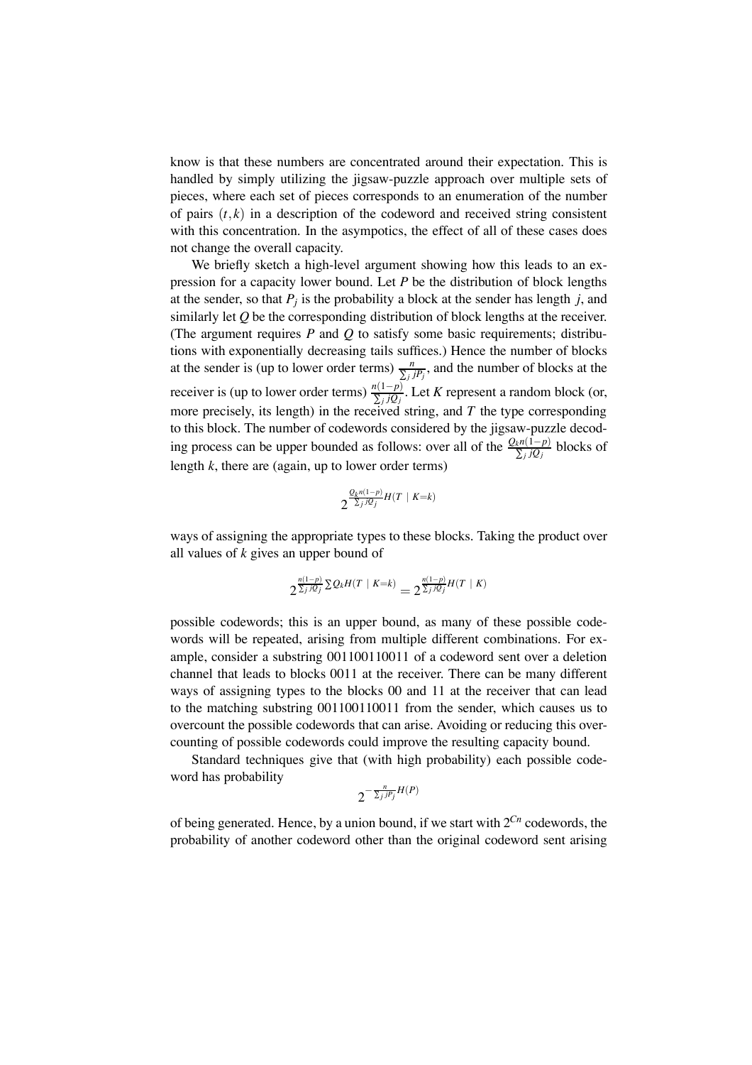know is that these numbers are concentrated around their expectation. This is handled by simply utilizing the jigsaw-puzzle approach over multiple sets of pieces, where each set of pieces corresponds to an enumeration of the number of pairs $(t,k)$ in a description of the codeword and received string consistent with this concentration. In the asympotics, the effect of all of these cases does not change the overall capacity.

We briefly sketch a high-level argument showing how this leads to an expression for a capacity lower bound. Let $P$ be the distribution of block lengths at the sender, so that $P_j$ is the probability a block at the sender has length $j$, and similarly let $Q$ be the corresponding distribution of block lengths at the receiver. (The argument requires $P$ and $Q$ to satisfy some basic requirements; distributions with exponentially decreasing tails suffices.) Hence the number of blocks at the sender is (up to lower order terms) $\frac{n}{\sum_j jP_j}$, and the number of blocks at the receiver is (up to lower order terms) $\frac{n(1-p)}{\sum_j jQ_j}$. Let $K$ represent a random block (or, more precisely, its length) in the received string, and $T$ the type corresponding to this block. The number of codewords considered by the jigsaw-puzzle decoding process can be upper bounded as follows: over all of the $\frac{Q_k n(1-p)}{\sum_j jQ_j}$ blocks of length $k$, there are (again, up to lower order terms)

$$2^{\frac{Q_k n(1-p)}{\sum_j jQ_j} H(T \mid K=k)}$$

ways of assigning the appropriate types to these blocks. Taking the product over all values of $k$ gives an upper bound of

$$2^{\frac{n(1-p)}{\sum_j jQ_j} \sum Q_k H(T \mid K=k)} = 2^{\frac{n(1-p)}{\sum_j jQ_j} H(T \mid K)}$$

possible codewords; this is an upper bound, as many of these possible codewords will be repeated, arising from multiple different combinations. For example, consider a substring 001100110011 of a codeword sent over a deletion channel that leads to blocks 0011 at the receiver. There can be many different ways of assigning types to the blocks 00 and 11 at the receiver that can lead to the matching substring 001100110011 from the sender, which causes us to overcount the possible codewords that can arise. Avoiding or reducing this overcounting of possible codewords could improve the resulting capacity bound.

Standard techniques give that (with high probability) each possible codeword has probability

$$2^{-\frac{n}{\sum_j jP_j} H(P)}$$

of being generated. Hence, by a union bound, if we start with $2^{Cn}$ codewords, the probability of another codeword other than the original codeword sent arising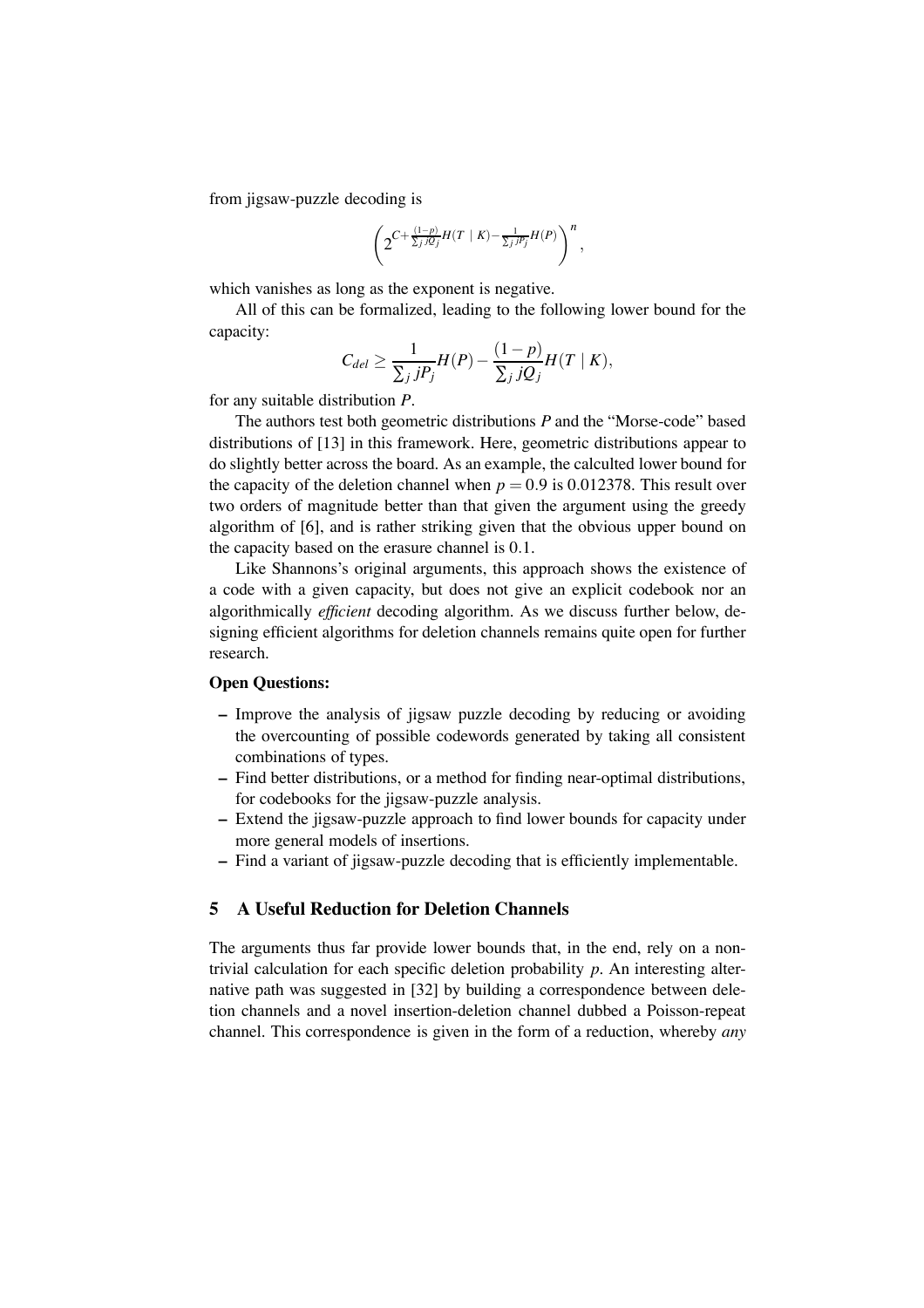from jigsaw-puzzle decoding is

$$\left(2^{C+\frac{(1-p)}{\sum_j jQ_j}H(T\ \mid\ K)-\frac{1}{\sum_j jP_j}H(P)}\right)^n,$$

which vanishes as long as the exponent is negative.

All of this can be formalized, leading to the following lower bound for the capacity:

$$C_{del} \geq \frac{1}{\sum_j jP_j}H(P) - \frac{(1-p)}{\sum_j jQ_j}H(T \mid K),$$

for any suitable distribution $P$.

The authors test both geometric distributions $P$ and the "Morse-code" based distributions of [13] in this framework. Here, geometric distributions appear to do slightly better across the board. As an example, the calculted lower bound for the capacity of the deletion channel when $p = 0.9$ is 0.012378. This result over two orders of magnitude better than that given the argument using the greedy algorithm of [6], and is rather striking given that the obvious upper bound on the capacity based on the erasure channel is 0.1.

Like Shannons's original arguments, this approach shows the existence of a code with a given capacity, but does not give an explicit codebook nor an algorithmically *efficient* decoding algorithm. As we discuss further below, designing efficient algorithms for deletion channels remains quite open for further research.

**Open Questions:**

- Improve the analysis of jigsaw puzzle decoding by reducing or avoiding the overcounting of possible codewords generated by taking all consistent combinations of types.
- Find better distributions, or a method for finding near-optimal distributions, for codebooks for the jigsaw-puzzle analysis.
- Extend the jigsaw-puzzle approach to find lower bounds for capacity under more general models of insertions.
- Find a variant of jigsaw-puzzle decoding that is efficiently implementable.

## 5 A Useful Reduction for Deletion Channels

The arguments thus far provide lower bounds that, in the end, rely on a non-trivial calculation for each specific deletion probability $p$. An interesting alternative path was suggested in [32] by building a correspondence between deletion channels and a novel insertion-deletion channel dubbed a Poisson-repeat channel. This correspondence is given in the form of a reduction, whereby *any*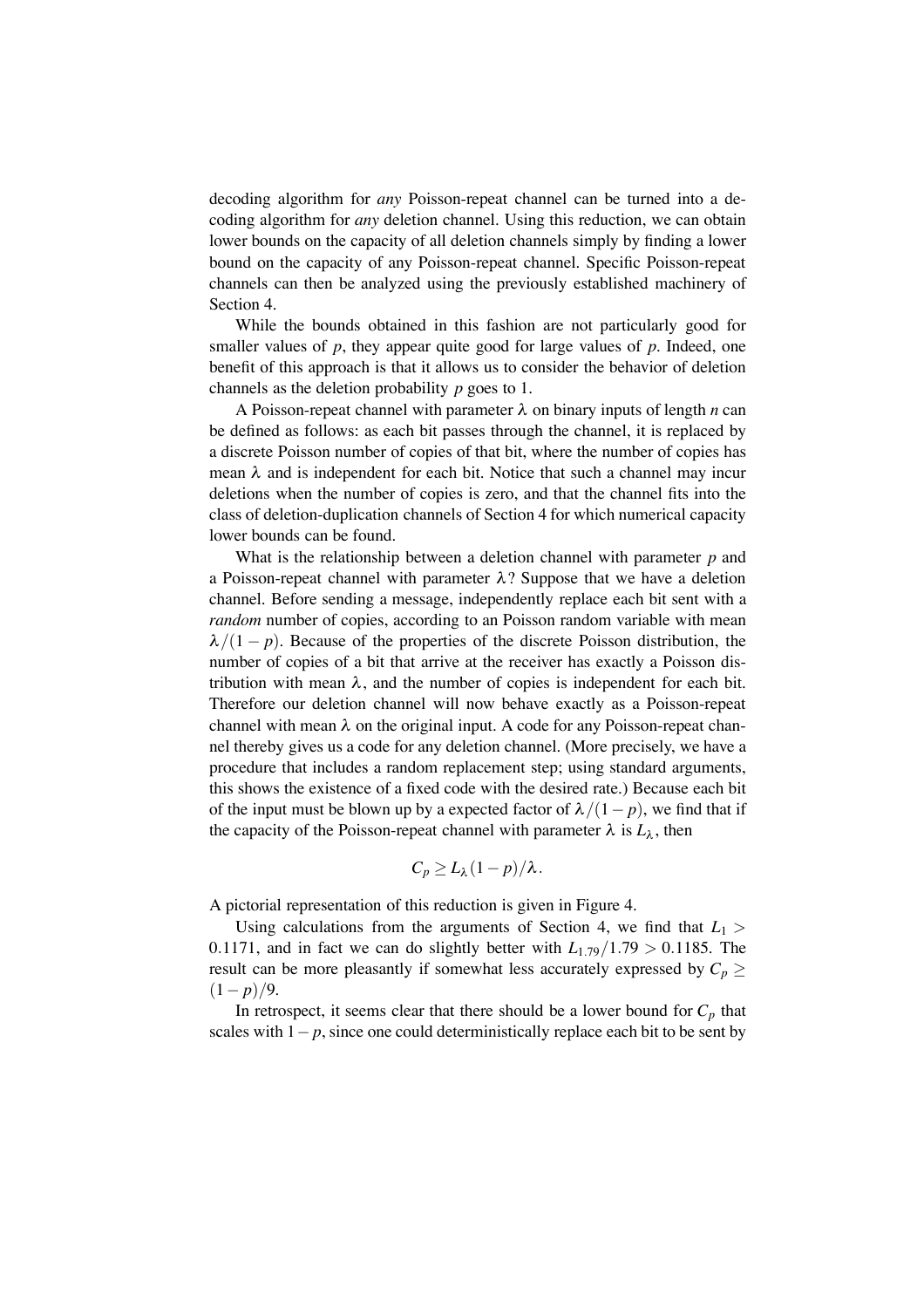decoding algorithm for *any* Poisson-repeat channel can be turned into a decoding algorithm for *any* deletion channel. Using this reduction, we can obtain lower bounds on the capacity of all deletion channels simply by finding a lower bound on the capacity of any Poisson-repeat channel. Specific Poisson-repeat channels can then be analyzed using the previously established machinery of Section 4.

While the bounds obtained in this fashion are not particularly good for smaller values of $p$, they appear quite good for large values of $p$. Indeed, one benefit of this approach is that it allows us to consider the behavior of deletion channels as the deletion probability $p$ goes to 1.

A Poisson-repeat channel with parameter $\lambda$ on binary inputs of length $n$ can be defined as follows: as each bit passes through the channel, it is replaced by a discrete Poisson number of copies of that bit, where the number of copies has mean $\lambda$ and is independent for each bit. Notice that such a channel may incur deletions when the number of copies is zero, and that the channel fits into the class of deletion-duplication channels of Section 4 for which numerical capacity lower bounds can be found.

What is the relationship between a deletion channel with parameter $p$ and a Poisson-repeat channel with parameter $\lambda$? Suppose that we have a deletion channel. Before sending a message, independently replace each bit sent with a *random* number of copies, according to an Poisson random variable with mean $\lambda/(1-p)$. Because of the properties of the discrete Poisson distribution, the number of copies of a bit that arrive at the receiver has exactly a Poisson distribution with mean $\lambda$, and the number of copies is independent for each bit. Therefore our deletion channel will now behave exactly as a Poisson-repeat channel with mean $\lambda$ on the original input. A code for any Poisson-repeat channel thereby gives us a code for any deletion channel. (More precisely, we have a procedure that includes a random replacement step; using standard arguments, this shows the existence of a fixed code with the desired rate.) Because each bit of the input must be blown up by a expected factor of $\lambda/(1-p)$, we find that if the capacity of the Poisson-repeat channel with parameter $\lambda$ is $L_\lambda$, then

$$C_p \geq L_\lambda (1-p)/\lambda.$$

A pictorial representation of this reduction is given in Figure 4.

Using calculations from the arguments of Section 4, we find that $L_1 > 0.1171$, and in fact we can do slightly better with $L_{1.79}/1.79 > 0.1185$. The result can be more pleasantly if somewhat less accurately expressed by $C_p \geq (1-p)/9$.

In retrospect, it seems clear that there should be a lower bound for $C_p$ that scales with $1-p$, since one could deterministically replace each bit to be sent by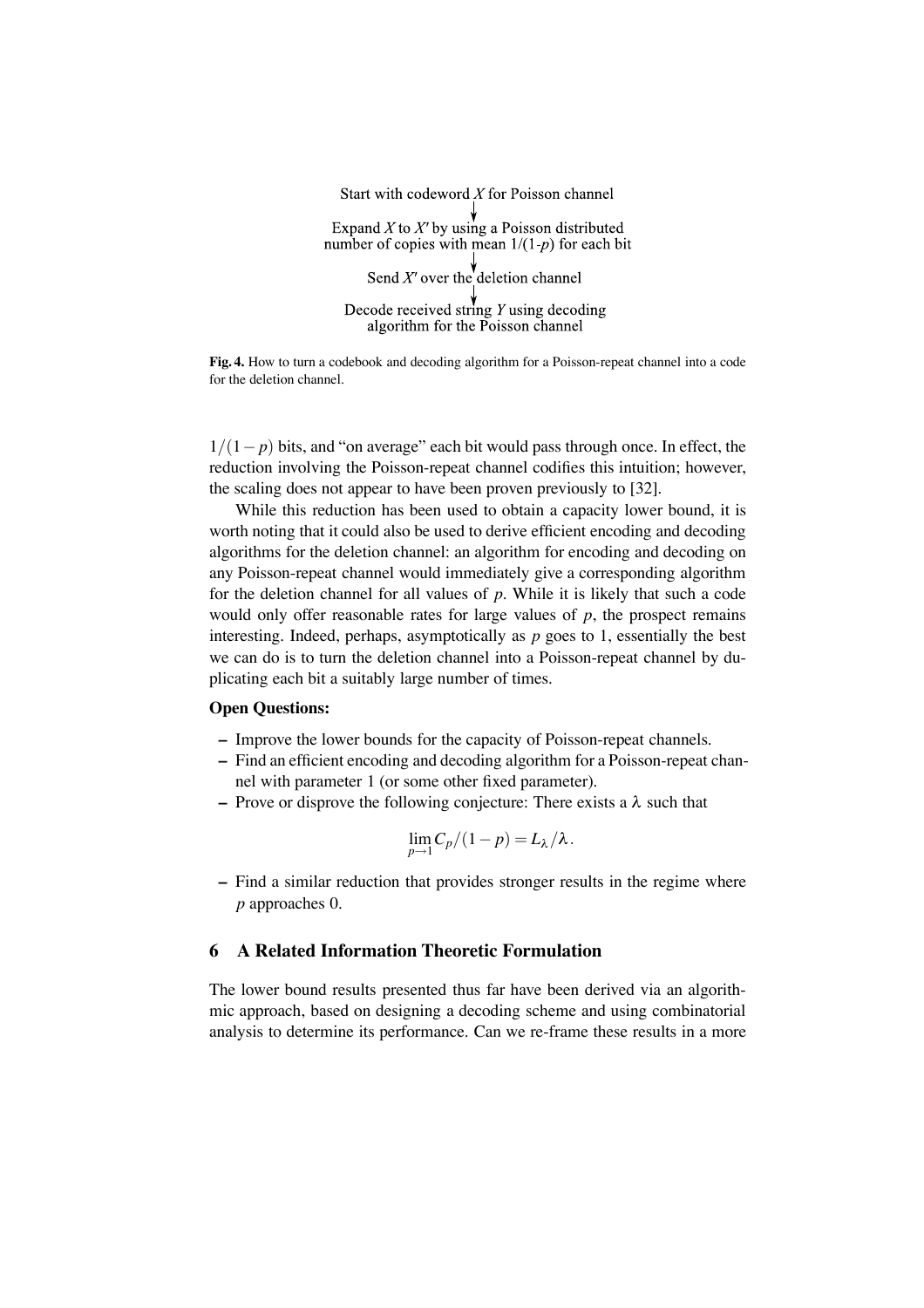Start with codeword $X$ for Poisson channel

↓

Expand $X$ to $X'$ by using a Poisson distributed number of copies with mean $1/(1\text{-}p)$ for each bit

↓

Send $X'$ over the deletion channel

↓

Decode received string $Y$ using decoding algorithm for the Poisson channel

**Fig. 4.** How to turn a codebook and decoding algorithm for a Poisson-repeat channel into a code for the deletion channel.

$1/(1-p)$ bits, and "on average" each bit would pass through once. In effect, the reduction involving the Poisson-repeat channel codifies this intuition; however, the scaling does not appear to have been proven previously to [32].

While this reduction has been used to obtain a capacity lower bound, it is worth noting that it could also be used to derive efficient encoding and decoding algorithms for the deletion channel: an algorithm for encoding and decoding on any Poisson-repeat channel would immediately give a corresponding algorithm for the deletion channel for all values of $p$. While it is likely that such a code would only offer reasonable rates for large values of $p$, the prospect remains interesting. Indeed, perhaps, asymptotically as $p$ goes to 1, essentially the best we can do is to turn the deletion channel into a Poisson-repeat channel by duplicating each bit a suitably large number of times.

**Open Questions:**

- Improve the lower bounds for the capacity of Poisson-repeat channels.
- Find an efficient encoding and decoding algorithm for a Poisson-repeat channel with parameter 1 (or some other fixed parameter).
- Prove or disprove the following conjecture: There exists a $\lambda$ such that

$$\lim_{p \to 1} C_p/(1-p) = L_\lambda/\lambda.$$

- Find a similar reduction that provides stronger results in the regime where $p$ approaches 0.

## 6 A Related Information Theoretic Formulation

The lower bound results presented thus far have been derived via an algorithmic approach, based on designing a decoding scheme and using combinatorial analysis to determine its performance. Can we re-frame these results in a more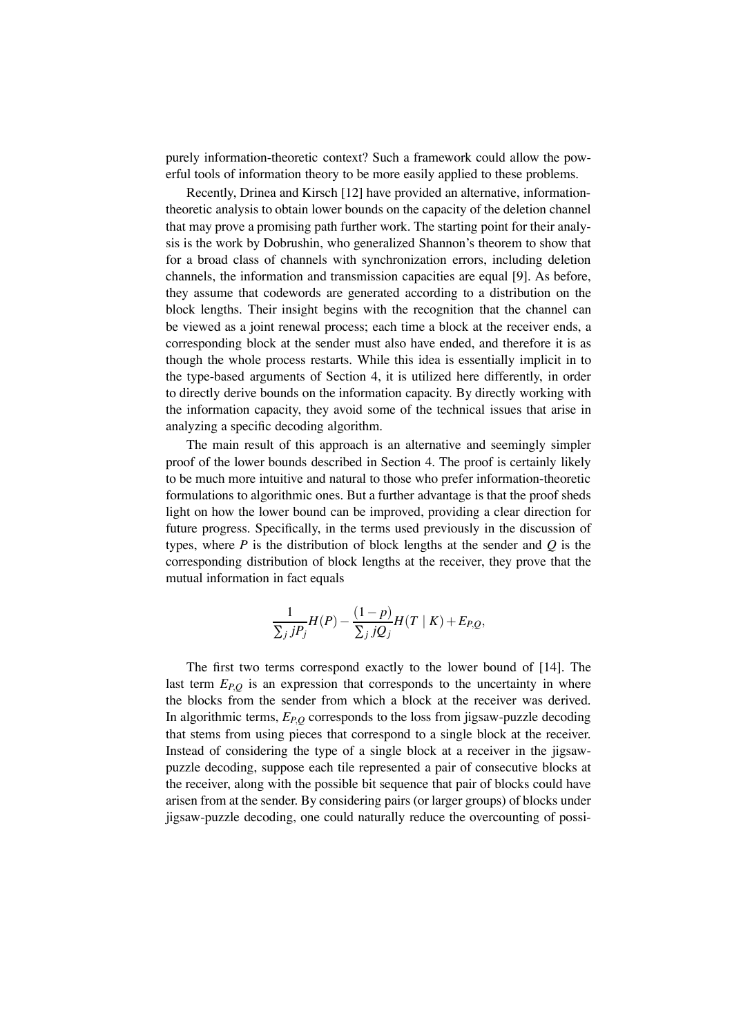purely information-theoretic context? Such a framework could allow the powerful tools of information theory to be more easily applied to these problems.

Recently, Drinea and Kirsch [12] have provided an alternative, information-theoretic analysis to obtain lower bounds on the capacity of the deletion channel that may prove a promising path further work. The starting point for their analysis is the work by Dobrushin, who generalized Shannon's theorem to show that for a broad class of channels with synchronization errors, including deletion channels, the information and transmission capacities are equal [9]. As before, they assume that codewords are generated according to a distribution on the block lengths. Their insight begins with the recognition that the channel can be viewed as a joint renewal process; each time a block at the receiver ends, a corresponding block at the sender must also have ended, and therefore it is as though the whole process restarts. While this idea is essentially implicit in to the type-based arguments of Section 4, it is utilized here differently, in order to directly derive bounds on the information capacity. By directly working with the information capacity, they avoid some of the technical issues that arise in analyzing a specific decoding algorithm.

The main result of this approach is an alternative and seemingly simpler proof of the lower bounds described in Section 4. The proof is certainly likely to be much more intuitive and natural to those who prefer information-theoretic formulations to algorithmic ones. But a further advantage is that the proof sheds light on how the lower bound can be improved, providing a clear direction for future progress. Specifically, in the terms used previously in the discussion of types, where $P$ is the distribution of block lengths at the sender and $Q$ is the corresponding distribution of block lengths at the receiver, they prove that the mutual information in fact equals

$$\frac{1}{\sum_j jP_j}H(P) - \frac{(1-p)}{\sum_j jQ_j}H(T \mid K) + E_{P,Q},$$

The first two terms correspond exactly to the lower bound of [14]. The last term $E_{P,Q}$ is an expression that corresponds to the uncertainty in where the blocks from the sender from which a block at the receiver was derived. In algorithmic terms, $E_{P,Q}$ corresponds to the loss from jigsaw-puzzle decoding that stems from using pieces that correspond to a single block at the receiver. Instead of considering the type of a single block at a receiver in the jigsaw-puzzle decoding, suppose each tile represented a pair of consecutive blocks at the receiver, along with the possible bit sequence that pair of blocks could have arisen from at the sender. By considering pairs (or larger groups) of blocks under jigsaw-puzzle decoding, one could naturally reduce the overcounting of possi-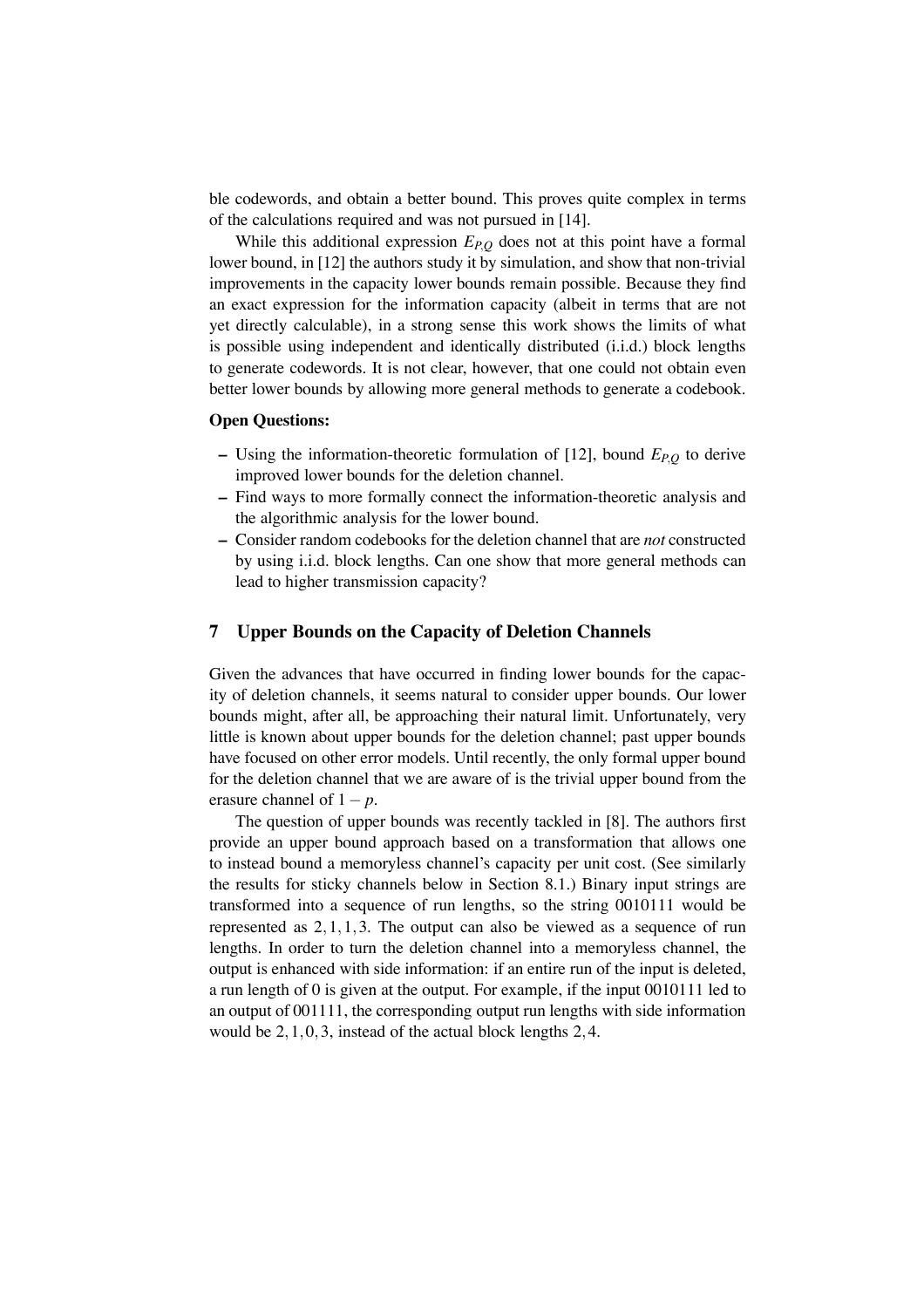ble codewords, and obtain a better bound. This proves quite complex in terms of the calculations required and was not pursued in [14].

While this additional expression $E_{P,Q}$ does not at this point have a formal lower bound, in [12] the authors study it by simulation, and show that non-trivial improvements in the capacity lower bounds remain possible. Because they find an exact expression for the information capacity (albeit in terms that are not yet directly calculable), in a strong sense this work shows the limits of what is possible using independent and identically distributed (i.i.d.) block lengths to generate codewords. It is not clear, however, that one could not obtain even better lower bounds by allowing more general methods to generate a codebook.

**Open Questions:**

- Using the information-theoretic formulation of [12], bound $E_{P,Q}$ to derive improved lower bounds for the deletion channel.
- Find ways to more formally connect the information-theoretic analysis and the algorithmic analysis for the lower bound.
- Consider random codebooks for the deletion channel that are *not* constructed by using i.i.d. block lengths. Can one show that more general methods can lead to higher transmission capacity?

## 7 Upper Bounds on the Capacity of Deletion Channels

Given the advances that have occurred in finding lower bounds for the capacity of deletion channels, it seems natural to consider upper bounds. Our lower bounds might, after all, be approaching their natural limit. Unfortunately, very little is known about upper bounds for the deletion channel; past upper bounds have focused on other error models. Until recently, the only formal upper bound for the deletion channel that we are aware of is the trivial upper bound from the erasure channel of $1-p$.

The question of upper bounds was recently tackled in [8]. The authors first provide an upper bound approach based on a transformation that allows one to instead bound a memoryless channel's capacity per unit cost. (See similarly the results for sticky channels below in Section 8.1.) Binary input strings are transformed into a sequence of run lengths, so the string 0010111 would be represented as $2,1,1,3$. The output can also be viewed as a sequence of run lengths. In order to turn the deletion channel into a memoryless channel, the output is enhanced with side information: if an entire run of the input is deleted, a run length of 0 is given at the output. For example, if the input 0010111 led to an output of 001111, the corresponding output run lengths with side information would be $2,1,0,3$, instead of the actual block lengths $2,4$.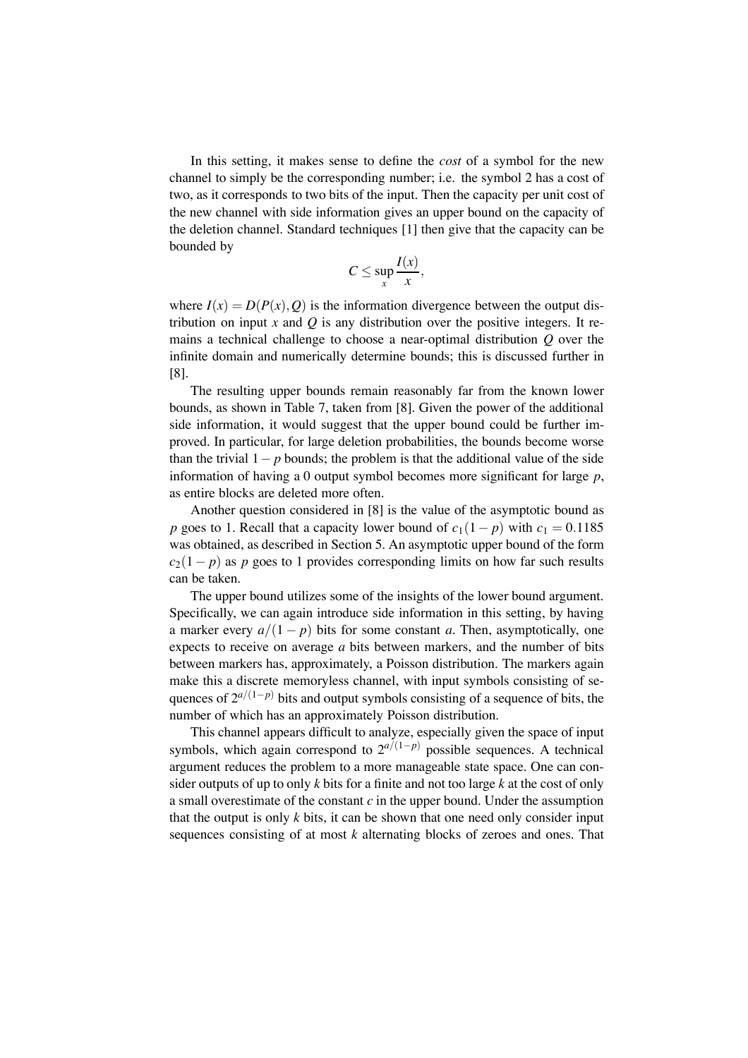In this setting, it makes sense to define the *cost* of a symbol for the new channel to simply be the corresponding number; i.e. the symbol 2 has a cost of two, as it corresponds to two bits of the input. Then the capacity per unit cost of the new channel with side information gives an upper bound on the capacity of the deletion channel. Standard techniques [1] then give that the capacity can be bounded by

$$C \leq \sup_x \frac{I(x)}{x},$$

where $I(x) = D(P(x), Q)$ is the information divergence between the output distribution on input $x$ and $Q$ is any distribution over the positive integers. It remains a technical challenge to choose a near-optimal distribution $Q$ over the infinite domain and numerically determine bounds; this is discussed further in [8].

The resulting upper bounds remain reasonably far from the known lower bounds, as shown in Table 7, taken from [8]. Given the power of the additional side information, it would suggest that the upper bound could be further improved. In particular, for large deletion probabilities, the bounds become worse than the trivial $1-p$ bounds; the problem is that the additional value of the side information of having a 0 output symbol becomes more significant for large $p$, as entire blocks are deleted more often.

Another question considered in [8] is the value of the asymptotic bound as $p$ goes to 1. Recall that a capacity lower bound of $c_1(1-p)$ with $c_1 = 0.1185$ was obtained, as described in Section 5. An asymptotic upper bound of the form $c_2(1-p)$ as $p$ goes to 1 provides corresponding limits on how far such results can be taken.

The upper bound utilizes some of the insights of the lower bound argument. Specifically, we can again introduce side information in this setting, by having a marker every $a/(1-p)$ bits for some constant $a$. Then, asymptotically, one expects to receive on average $a$ bits between markers, and the number of bits between markers has, approximately, a Poisson distribution. The markers again make this a discrete memoryless channel, with input symbols consisting of sequences of $2^{a/(1-p)}$ bits and output symbols consisting of a sequence of bits, the number of which has an approximately Poisson distribution.

This channel appears difficult to analyze, especially given the space of input symbols, which again correspond to $2^{a/(1-p)}$ possible sequences. A technical argument reduces the problem to a more manageable state space. One can consider outputs of up to only $k$ bits for a finite and not too large $k$ at the cost of only a small overestimate of the constant $c$ in the upper bound. Under the assumption that the output is only $k$ bits, it can be shown that one need only consider input sequences consisting of at most $k$ alternating blocks of zeroes and ones. That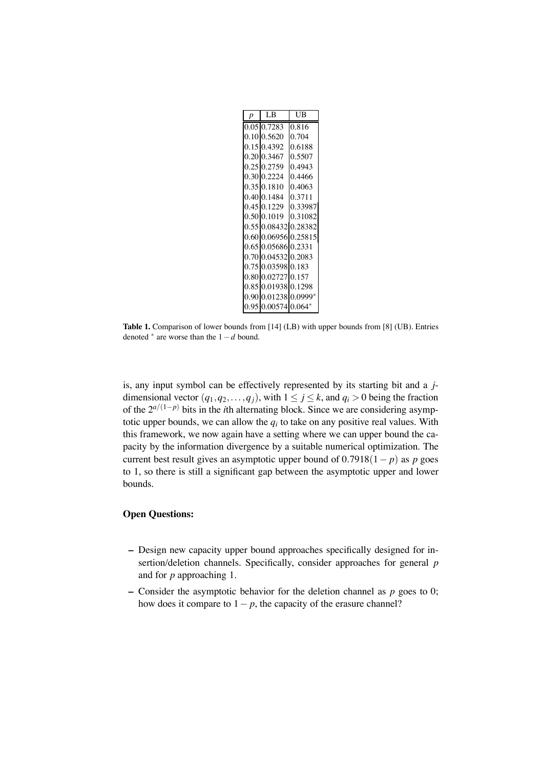| $p$ | LB | UB |
|---|---|---|
| 0.05 | 0.7283 | 0.816 |
| 0.10 | 0.5620 | 0.704 |
| 0.15 | 0.4392 | 0.6188 |
| 0.20 | 0.3467 | 0.5507 |
| 0.25 | 0.2759 | 0.4943 |
| 0.30 | 0.2224 | 0.4466 |
| 0.35 | 0.1810 | 0.4063 |
| 0.40 | 0.1484 | 0.3711 |
| 0.45 | 0.1229 | 0.33987 |
| 0.50 | 0.1019 | 0.31082 |
| 0.55 | 0.08432 | 0.28382 |
| 0.60 | 0.06956 | 0.25815 |
| 0.65 | 0.05686 | 0.2331 |
| 0.70 | 0.04532 | 0.2083 |
| 0.75 | 0.03598 | 0.183 |
| 0.80 | 0.02727 | 0.157 |
| 0.85 | 0.01938 | 0.1298 |
| 0.90 | 0.01238 | 0.0999* |
| 0.95 | 0.00574 | 0.064* |

**Table 1.** Comparison of lower bounds from [14] (LB) with upper bounds from [8] (UB). Entries denoted * are worse than the $1-d$ bound.

is, any input symbol can be effectively represented by its starting bit and a $j$-dimensional vector $(q_1, q_2, \ldots, q_j)$, with $1 \leq j \leq k$, and $q_i > 0$ being the fraction of the $2^{a/(1-p)}$ bits in the $i$th alternating block. Since we are considering asymptotic upper bounds, we can allow the $q_i$ to take on any positive real values. With this framework, we now again have a setting where we can upper bound the capacity by the information divergence by a suitable numerical optimization. The current best result gives an asymptotic upper bound of $0.7918(1-p)$ as $p$ goes to 1, so there is still a significant gap between the asymptotic upper and lower bounds.

**Open Questions:**

– Design new capacity upper bound approaches specifically designed for insertion/deletion channels. Specifically, consider approaches for general $p$ and for $p$ approaching 1.

– Consider the asymptotic behavior for the deletion channel as $p$ goes to 0; how does it compare to $1-p$, the capacity of the erasure channel?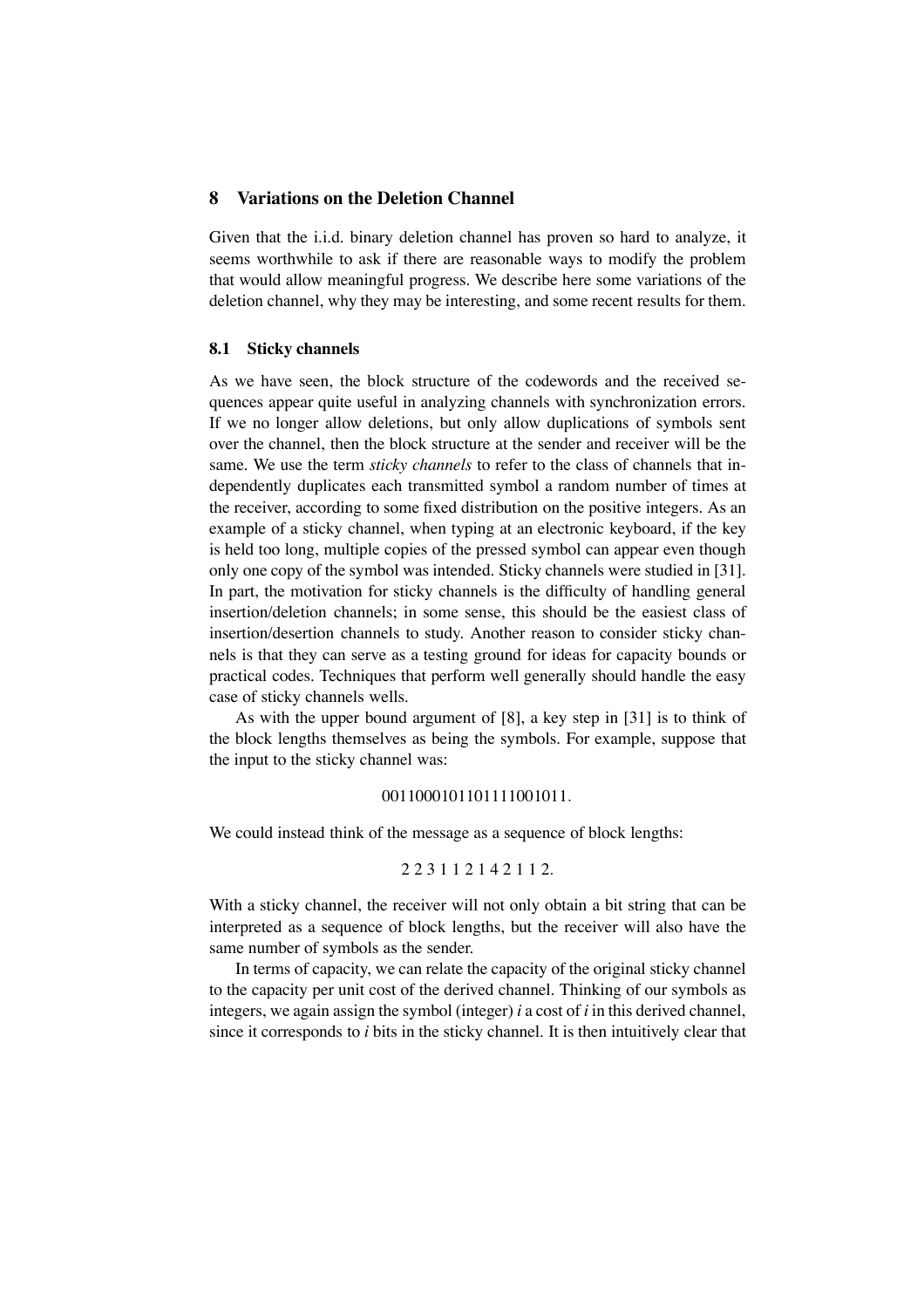## 8 Variations on the Deletion Channel

Given that the i.i.d. binary deletion channel has proven so hard to analyze, it seems worthwhile to ask if there are reasonable ways to modify the problem that would allow meaningful progress. We describe here some variations of the deletion channel, why they may be interesting, and some recent results for them.

### 8.1 Sticky channels

As we have seen, the block structure of the codewords and the received sequences appear quite useful in analyzing channels with synchronization errors. If we no longer allow deletions, but only allow duplications of symbols sent over the channel, then the block structure at the sender and receiver will be the same. We use the term *sticky channels* to refer to the class of channels that independently duplicates each transmitted symbol a random number of times at the receiver, according to some fixed distribution on the positive integers. As an example of a sticky channel, when typing at an electronic keyboard, if the key is held too long, multiple copies of the pressed symbol can appear even though only one copy of the symbol was intended. Sticky channels were studied in [31]. In part, the motivation for sticky channels is the difficulty of handling general insertion/deletion channels; in some sense, this should be the easiest class of insertion/desertion channels to study. Another reason to consider sticky channels is that they can serve as a testing ground for ideas for capacity bounds or practical codes. Techniques that perform well generally should handle the easy case of sticky channels wells.

As with the upper bound argument of [8], a key step in [31] is to think of the block lengths themselves as being the symbols. For example, suppose that the input to the sticky channel was:

$$0011000101101111001011.$$

We could instead think of the message as a sequence of block lengths:

$$2\ 2\ 3\ 1\ 1\ 2\ 1\ 4\ 2\ 1\ 1\ 2.$$

With a sticky channel, the receiver will not only obtain a bit string that can be interpreted as a sequence of block lengths, but the receiver will also have the same number of symbols as the sender.

In terms of capacity, we can relate the capacity of the original sticky channel to the capacity per unit cost of the derived channel. Thinking of our symbols as integers, we again assign the symbol (integer) $i$ a cost of $i$ in this derived channel, since it corresponds to $i$ bits in the sticky channel. It is then intuitively clear that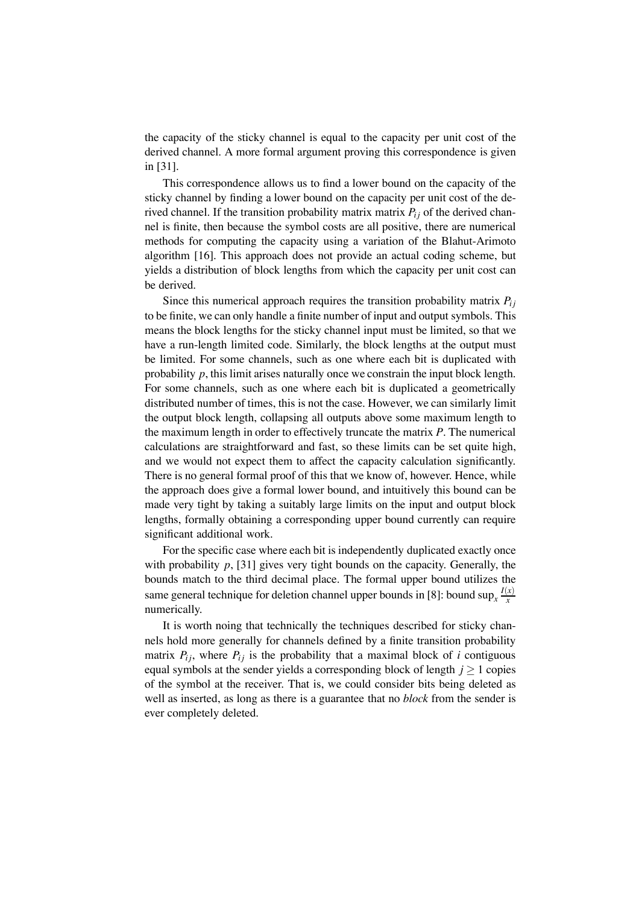the capacity of the sticky channel is equal to the capacity per unit cost of the derived channel. A more formal argument proving this correspondence is given in [31].

This correspondence allows us to find a lower bound on the capacity of the sticky channel by finding a lower bound on the capacity per unit cost of the derived channel. If the transition probability matrix matrix $P_{ij}$ of the derived channel is finite, then because the symbol costs are all positive, there are numerical methods for computing the capacity using a variation of the Blahut-Arimoto algorithm [16]. This approach does not provide an actual coding scheme, but yields a distribution of block lengths from which the capacity per unit cost can be derived.

Since this numerical approach requires the transition probability matrix $P_{ij}$ to be finite, we can only handle a finite number of input and output symbols. This means the block lengths for the sticky channel input must be limited, so that we have a run-length limited code. Similarly, the block lengths at the output must be limited. For some channels, such as one where each bit is duplicated with probability $p$, this limit arises naturally once we constrain the input block length. For some channels, such as one where each bit is duplicated a geometrically distributed number of times, this is not the case. However, we can similarly limit the output block length, collapsing all outputs above some maximum length to the maximum length in order to effectively truncate the matrix $P$. The numerical calculations are straightforward and fast, so these limits can be set quite high, and we would not expect them to affect the capacity calculation significantly. There is no general formal proof of this that we know of, however. Hence, while the approach does give a formal lower bound, and intuitively this bound can be made very tight by taking a suitably large limits on the input and output block lengths, formally obtaining a corresponding upper bound currently can require significant additional work.

For the specific case where each bit is independently duplicated exactly once with probability $p$, [31] gives very tight bounds on the capacity. Generally, the bounds match to the third decimal place. The formal upper bound utilizes the same general technique for deletion channel upper bounds in [8]: bound $\sup_x \frac{I(x)}{x}$ numerically.

It is worth noing that technically the techniques described for sticky channels hold more generally for channels defined by a finite transition probability matrix $P_{ij}$, where $P_{ij}$ is the probability that a maximal block of $i$ contiguous equal symbols at the sender yields a corresponding block of length $j \geq 1$ copies of the symbol at the receiver. That is, we could consider bits being deleted as well as inserted, as long as there is a guarantee that no *block* from the sender is ever completely deleted.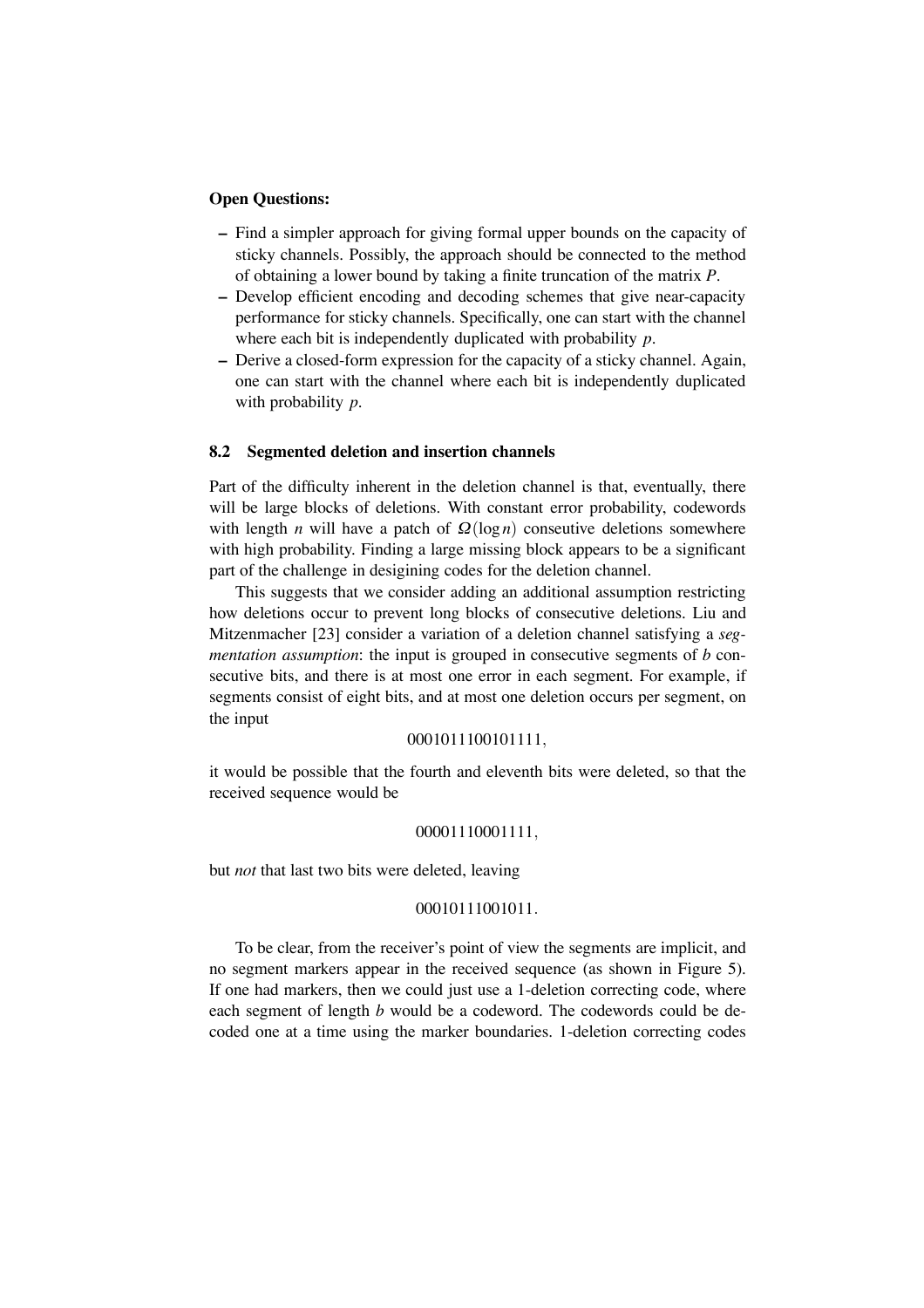**Open Questions:**

- Find a simpler approach for giving formal upper bounds on the capacity of sticky channels. Possibly, the approach should be connected to the method of obtaining a lower bound by taking a finite truncation of the matrix $P$.
- Develop efficient encoding and decoding schemes that give near-capacity performance for sticky channels. Specifically, one can start with the channel where each bit is independently duplicated with probability $p$.
- Derive a closed-form expression for the capacity of a sticky channel. Again, one can start with the channel where each bit is independently duplicated with probability $p$.

### 8.2 Segmented deletion and insertion channels

Part of the difficulty inherent in the deletion channel is that, eventually, there will be large blocks of deletions. With constant error probability, codewords with length $n$ will have a patch of $\Omega(\log n)$ conseutive deletions somewhere with high probability. Finding a large missing block appears to be a significant part of the challenge in desigining codes for the deletion channel.

This suggests that we consider adding an additional assumption restricting how deletions occur to prevent long blocks of consecutive deletions. Liu and Mitzenmacher [23] consider a variation of a deletion channel satisfying a *segmentation assumption*: the input is grouped in consecutive segments of $b$ consecutive bits, and there is at most one error in each segment. For example, if segments consist of eight bits, and at most one deletion occurs per segment, on the input

$$0001011100101111,$$

it would be possible that the fourth and eleventh bits were deleted, so that the received sequence would be

$$00001110001111,$$

but *not* that last two bits were deleted, leaving

$$00010111001011.$$

To be clear, from the receiver's point of view the segments are implicit, and no segment markers appear in the received sequence (as shown in Figure 5). If one had markers, then we could just use a 1-deletion correcting code, where each segment of length $b$ would be a codeword. The codewords could be decoded one at a time using the marker boundaries. 1-deletion correcting codes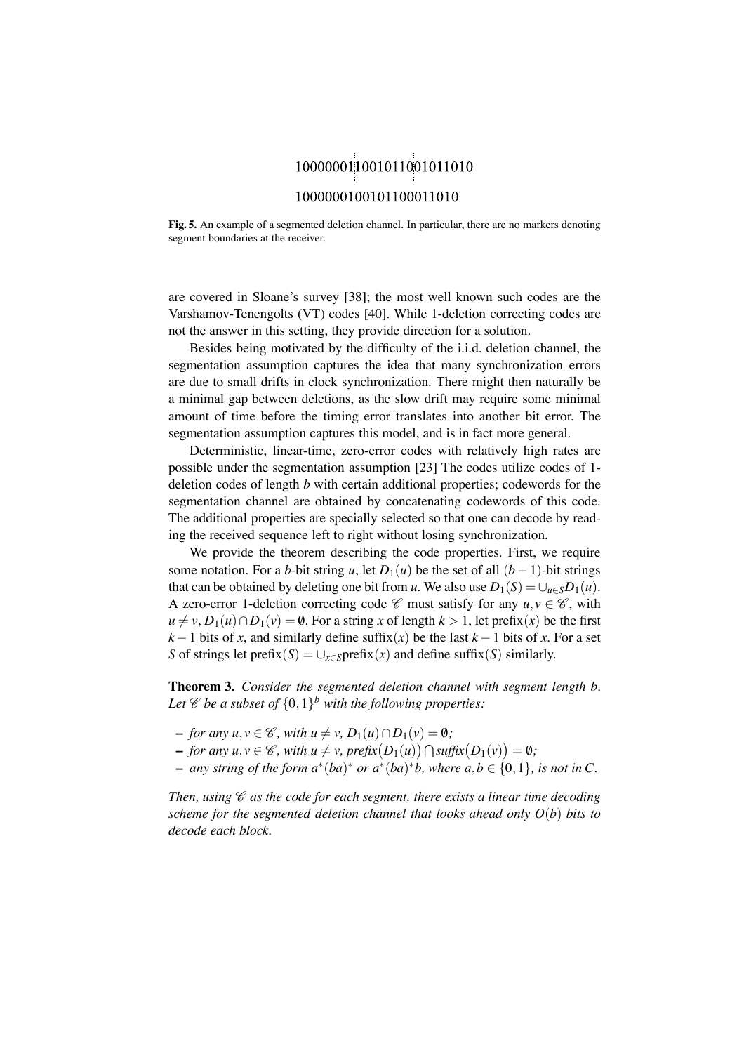10000001|10010110|01011010

1000000100101100011010

**Fig. 5.** An example of a segmented deletion channel. In particular, there are no markers denoting segment boundaries at the receiver.

are covered in Sloane's survey [38]; the most well known such codes are the Varshamov-Tenengolts (VT) codes [40]. While 1-deletion correcting codes are not the answer in this setting, they provide direction for a solution.

Besides being motivated by the difficulty of the i.i.d. deletion channel, the segmentation assumption captures the idea that many synchronization errors are due to small drifts in clock synchronization. There might then naturally be a minimal gap between deletions, as the slow drift may require some minimal amount of time before the timing error translates into another bit error. The segmentation assumption captures this model, and is in fact more general.

Deterministic, linear-time, zero-error codes with relatively high rates are possible under the segmentation assumption [23] The codes utilize codes of 1-deletion codes of length $b$ with certain additional properties; codewords for the segmentation channel are obtained by concatenating codewords of this code. The additional properties are specially selected so that one can decode by reading the received sequence left to right without losing synchronization.

We provide the theorem describing the code properties. First, we require some notation. For a $b$-bit string $u$, let $D_1(u)$ be the set of all $(b-1)$-bit strings that can be obtained by deleting one bit from $u$. We also use $D_1(S) = \cup_{u \in S} D_1(u)$. A zero-error 1-deletion correcting code $\mathscr{C}$ must satisfy for any $u, v \in \mathscr{C}$, with $u \neq v$, $D_1(u) \cap D_1(v) = \emptyset$. For a string $x$ of length $k > 1$, let $\text{prefix}(x)$ be the first $k-1$ bits of $x$, and similarly define $\text{suffix}(x)$ be the last $k-1$ bits of $x$. For a set $S$ of strings let $\text{prefix}(S) = \cup_{x \in S} \text{prefix}(x)$ and define $\text{suffix}(S)$ similarly.

**Theorem 3.** *Consider the segmented deletion channel with segment length $b$. Let $\mathscr{C}$ be a subset of $\{0,1\}^b$ with the following properties:*

- *for any $u, v \in \mathscr{C}$, with $u \neq v$, $D_1(u) \cap D_1(v) = \emptyset$;*
- *for any $u, v \in \mathscr{C}$, with $u \neq v$, $\text{prefix}\big(D_1(u)\big) \bigcap \text{suffix}\big(D_1(v)\big) = \emptyset$;*
- *any string of the form $a^*(ba)^*$ or $a^*(ba)^*b$, where $a, b \in \{0,1\}$, is not in $C$.*

*Then, using $\mathscr{C}$ as the code for each segment, there exists a linear time decoding scheme for the segmented deletion channel that looks ahead only $O(b)$ bits to decode each block.*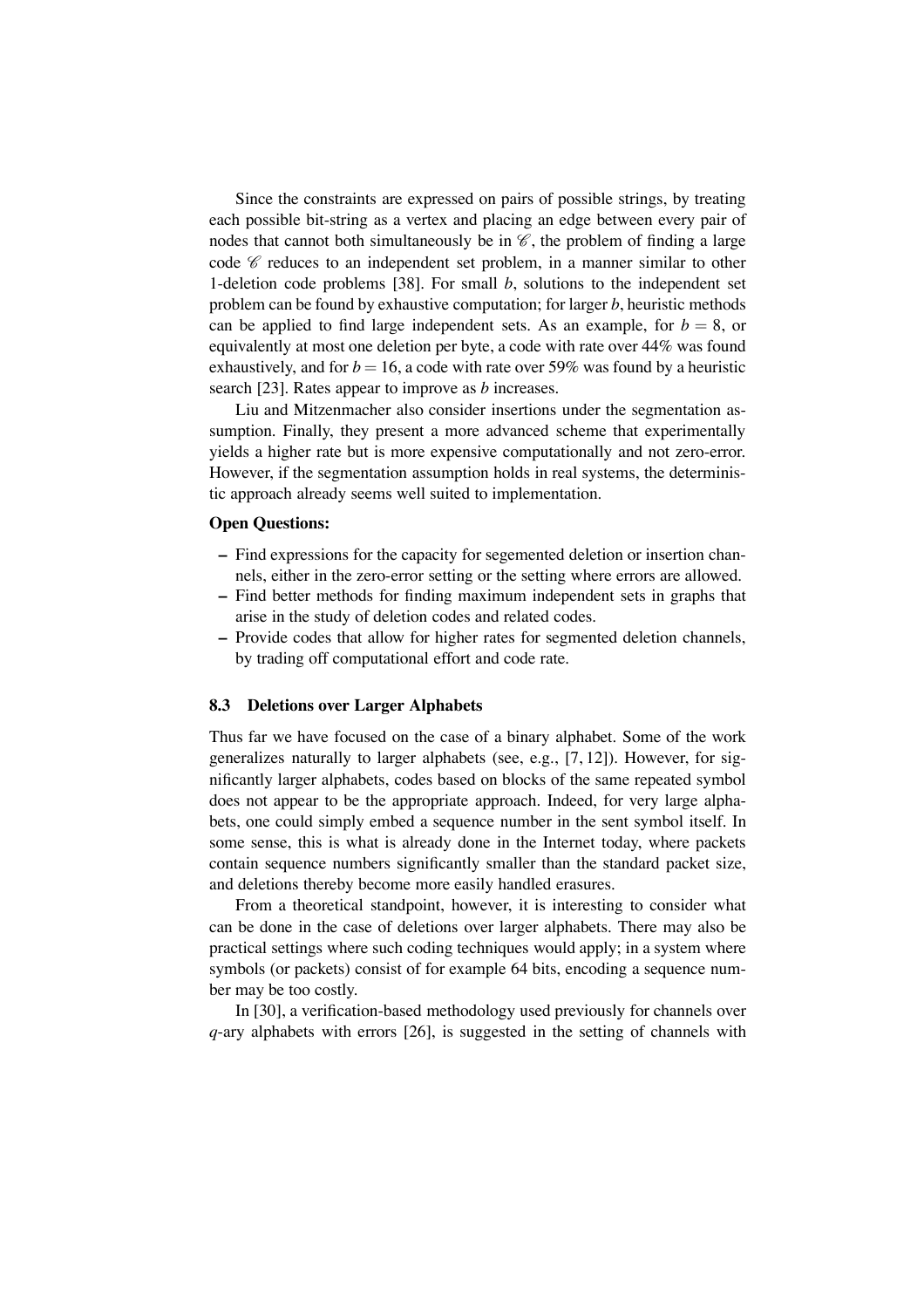Since the constraints are expressed on pairs of possible strings, by treating each possible bit-string as a vertex and placing an edge between every pair of nodes that cannot both simultaneously be in $\mathscr{C}$, the problem of finding a large code $\mathscr{C}$ reduces to an independent set problem, in a manner similar to other 1-deletion code problems [38]. For small $b$, solutions to the independent set problem can be found by exhaustive computation; for larger $b$, heuristic methods can be applied to find large independent sets. As an example, for $b = 8$, or equivalently at most one deletion per byte, a code with rate over 44% was found exhaustively, and for $b = 16$, a code with rate over 59% was found by a heuristic search [23]. Rates appear to improve as $b$ increases.

Liu and Mitzenmacher also consider insertions under the segmentation assumption. Finally, they present a more advanced scheme that experimentally yields a higher rate but is more expensive computationally and not zero-error. However, if the segmentation assumption holds in real systems, the deterministic approach already seems well suited to implementation.

**Open Questions:**

- Find expressions for the capacity for segemented deletion or insertion channels, either in the zero-error setting or the setting where errors are allowed.
- Find better methods for finding maximum independent sets in graphs that arise in the study of deletion codes and related codes.
- Provide codes that allow for higher rates for segmented deletion channels, by trading off computational effort and code rate.

### 8.3 Deletions over Larger Alphabets

Thus far we have focused on the case of a binary alphabet. Some of the work generalizes naturally to larger alphabets (see, e.g., [7, 12]). However, for significantly larger alphabets, codes based on blocks of the same repeated symbol does not appear to be the appropriate approach. Indeed, for very large alphabets, one could simply embed a sequence number in the sent symbol itself. In some sense, this is what is already done in the Internet today, where packets contain sequence numbers significantly smaller than the standard packet size, and deletions thereby become more easily handled erasures.

From a theoretical standpoint, however, it is interesting to consider what can be done in the case of deletions over larger alphabets. There may also be practical settings where such coding techniques would apply; in a system where symbols (or packets) consist of for example 64 bits, encoding a sequence number may be too costly.

In [30], a verification-based methodology used previously for channels over $q$-ary alphabets with errors [26], is suggested in the setting of channels with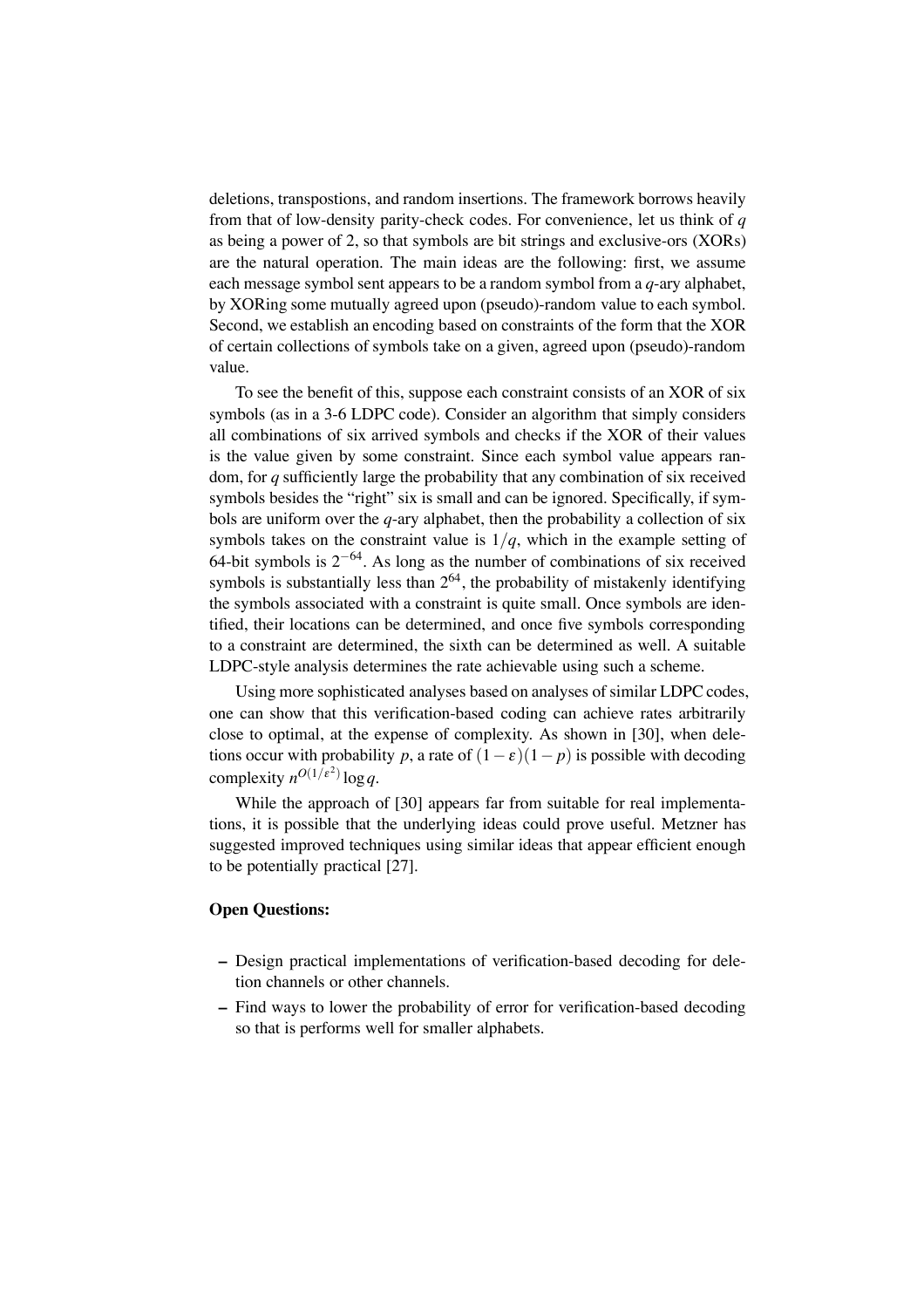deletions, transpostions, and random insertions. The framework borrows heavily from that of low-density parity-check codes. For convenience, let us think of $q$ as being a power of 2, so that symbols are bit strings and exclusive-ors (XORs) are the natural operation. The main ideas are the following: first, we assume each message symbol sent appears to be a random symbol from a $q$-ary alphabet, by XORing some mutually agreed upon (pseudo)-random value to each symbol. Second, we establish an encoding based on constraints of the form that the XOR of certain collections of symbols take on a given, agreed upon (pseudo)-random value.

To see the benefit of this, suppose each constraint consists of an XOR of six symbols (as in a 3-6 LDPC code). Consider an algorithm that simply considers all combinations of six arrived symbols and checks if the XOR of their values is the value given by some constraint. Since each symbol value appears random, for $q$ sufficiently large the probability that any combination of six received symbols besides the "right" six is small and can be ignored. Specifically, if symbols are uniform over the $q$-ary alphabet, then the probability a collection of six symbols takes on the constraint value is $1/q$, which in the example setting of 64-bit symbols is $2^{-64}$. As long as the number of combinations of six received symbols is substantially less than $2^{64}$, the probability of mistakenly identifying the symbols associated with a constraint is quite small. Once symbols are identified, their locations can be determined, and once five symbols corresponding to a constraint are determined, the sixth can be determined as well. A suitable LDPC-style analysis determines the rate achievable using such a scheme.

Using more sophisticated analyses based on analyses of similar LDPC codes, one can show that this verification-based coding can achieve rates arbitrarily close to optimal, at the expense of complexity. As shown in [30], when deletions occur with probability $p$, a rate of $(1-\varepsilon)(1-p)$ is possible with decoding complexity $n^{O(1/\varepsilon^2)} \log q$.

While the approach of [30] appears far from suitable for real implementations, it is possible that the underlying ideas could prove useful. Metzner has suggested improved techniques using similar ideas that appear efficient enough to be potentially practical [27].

**Open Questions:**

- Design practical implementations of verification-based decoding for deletion channels or other channels.
- Find ways to lower the probability of error for verification-based decoding so that is performs well for smaller alphabets.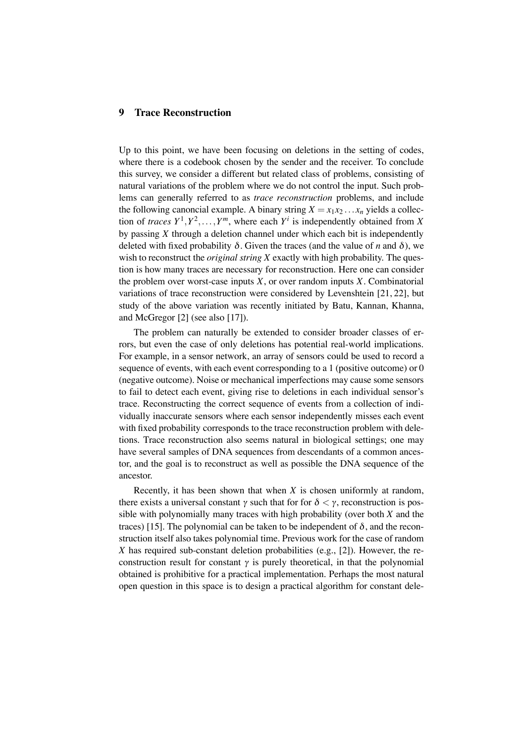## 9 Trace Reconstruction

Up to this point, we have been focusing on deletions in the setting of codes, where there is a codebook chosen by the sender and the receiver. To conclude this survey, we consider a different but related class of problems, consisting of natural variations of the problem where we do not control the input. Such problems can generally referred to as *trace reconstruction* problems, and include the following canoncial example. A binary string $X = x_1x_2 \dots x_n$ yields a collection of *traces* $Y^1, Y^2, \dots, Y^m$, where each $Y^i$ is independently obtained from $X$ by passing $X$ through a deletion channel under which each bit is independently deleted with fixed probability $\delta$. Given the traces (and the value of $n$ and $\delta$), we wish to reconstruct the *original string* $X$ exactly with high probability. The question is how many traces are necessary for reconstruction. Here one can consider the problem over worst-case inputs $X$, or over random inputs $X$. Combinatorial variations of trace reconstruction were considered by Levenshtein [21, 22], but study of the above variation was recently initiated by Batu, Kannan, Khanna, and McGregor [2] (see also [17]).

The problem can naturally be extended to consider broader classes of errors, but even the case of only deletions has potential real-world implications. For example, in a sensor network, an array of sensors could be used to record a sequence of events, with each event corresponding to a 1 (positive outcome) or 0 (negative outcome). Noise or mechanical imperfections may cause some sensors to fail to detect each event, giving rise to deletions in each individual sensor's trace. Reconstructing the correct sequence of events from a collection of individually inaccurate sensors where each sensor independently misses each event with fixed probability corresponds to the trace reconstruction problem with deletions. Trace reconstruction also seems natural in biological settings; one may have several samples of DNA sequences from descendants of a common ancestor, and the goal is to reconstruct as well as possible the DNA sequence of the ancestor.

Recently, it has been shown that when $X$ is chosen uniformly at random, there exists a universal constant $\gamma$ such that for for $\delta < \gamma$, reconstruction is possible with polynomially many traces with high probability (over both $X$ and the traces) [15]. The polynomial can be taken to be independent of $\delta$, and the reconstruction itself also takes polynomial time. Previous work for the case of random $X$ has required sub-constant deletion probabilities (e.g., [2]). However, the reconstruction result for constant $\gamma$ is purely theoretical, in that the polynomial obtained is prohibitive for a practical implementation. Perhaps the most natural open question in this space is to design a practical algorithm for constant dele-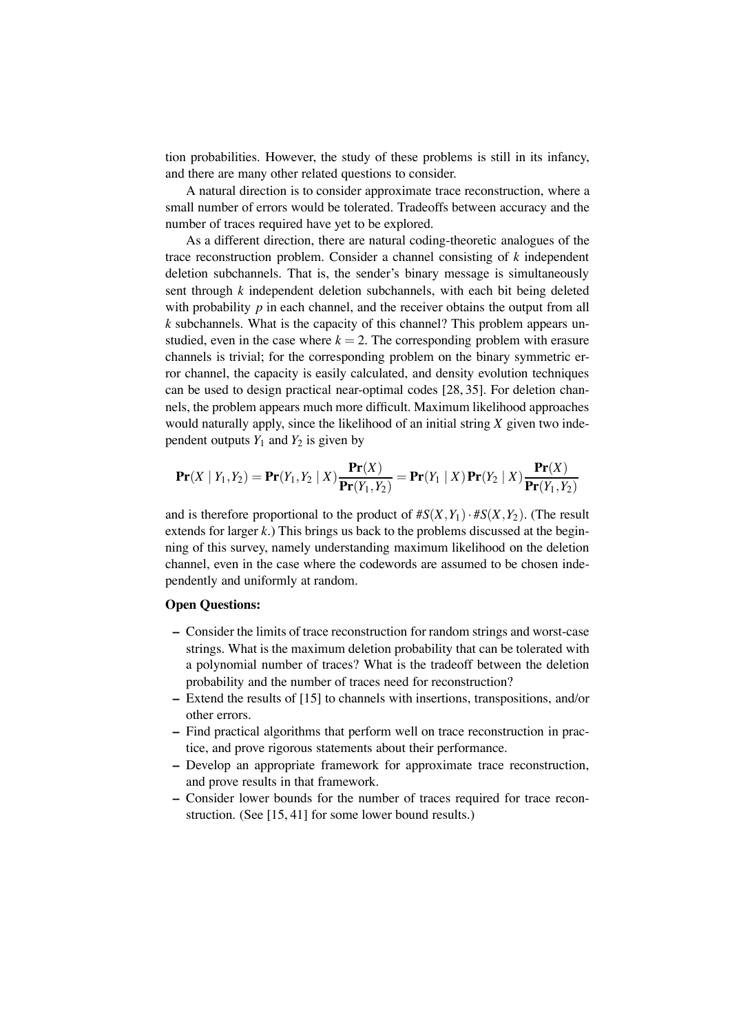tion probabilities. However, the study of these problems is still in its infancy, and there are many other related questions to consider.

A natural direction is to consider approximate trace reconstruction, where a small number of errors would be tolerated. Tradeoffs between accuracy and the number of traces required have yet to be explored.

As a different direction, there are natural coding-theoretic analogues of the trace reconstruction problem. Consider a channel consisting of $k$ independent deletion subchannels. That is, the sender's binary message is simultaneously sent through $k$ independent deletion subchannels, with each bit being deleted with probability $p$ in each channel, and the receiver obtains the output from all $k$ subchannels. What is the capacity of this channel? This problem appears unstudied, even in the case where $k = 2$. The corresponding problem with erasure channels is trivial; for the corresponding problem on the binary symmetric error channel, the capacity is easily calculated, and density evolution techniques can be used to design practical near-optimal codes [28, 35]. For deletion channels, the problem appears much more difficult. Maximum likelihood approaches would naturally apply, since the likelihood of an initial string $X$ given two independent outputs $Y_1$ and $Y_2$ is given by

$$\mathbf{Pr}(X \mid Y_1, Y_2) = \mathbf{Pr}(Y_1, Y_2 \mid X)\frac{\mathbf{Pr}(X)}{\mathbf{Pr}(Y_1, Y_2)} = \mathbf{Pr}(Y_1 \mid X)\,\mathbf{Pr}(Y_2 \mid X)\frac{\mathbf{Pr}(X)}{\mathbf{Pr}(Y_1, Y_2)}$$

and is therefore proportional to the product of $\#S(X,Y_1) \cdot \#S(X,Y_2)$. (The result extends for larger $k$.) This brings us back to the problems discussed at the beginning of this survey, namely understanding maximum likelihood on the deletion channel, even in the case where the codewords are assumed to be chosen independently and uniformly at random.

**Open Questions:**

- Consider the limits of trace reconstruction for random strings and worst-case strings. What is the maximum deletion probability that can be tolerated with a polynomial number of traces? What is the tradeoff between the deletion probability and the number of traces need for reconstruction?
- Extend the results of [15] to channels with insertions, transpositions, and/or other errors.
- Find practical algorithms that perform well on trace reconstruction in practice, and prove rigorous statements about their performance.
- Develop an appropriate framework for approximate trace reconstruction, and prove results in that framework.
- Consider lower bounds for the number of traces required for trace reconstruction. (See [15, 41] for some lower bound results.)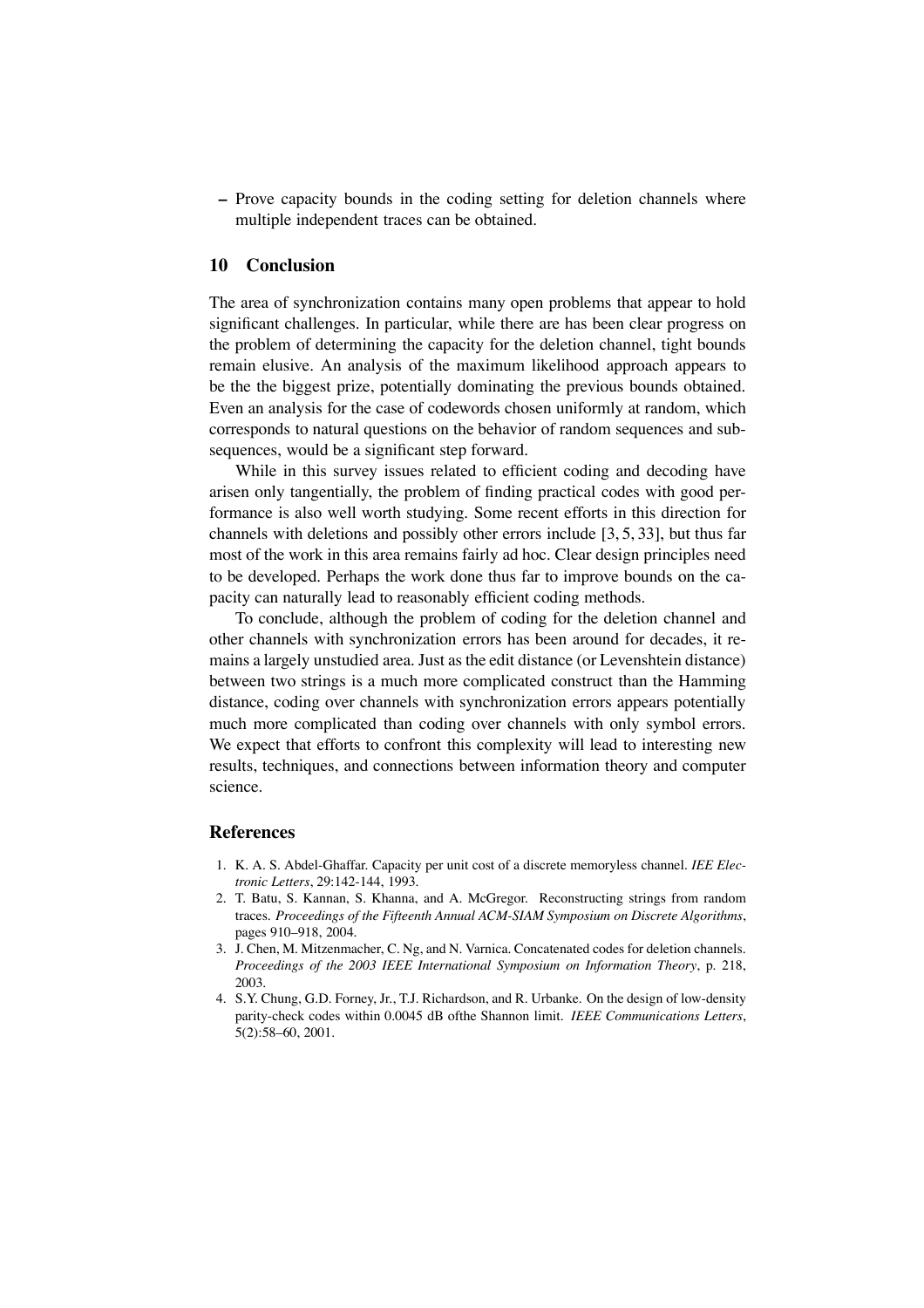– Prove capacity bounds in the coding setting for deletion channels where multiple independent traces can be obtained.

## 10 Conclusion

The area of synchronization contains many open problems that appear to hold significant challenges. In particular, while there are has been clear progress on the problem of determining the capacity for the deletion channel, tight bounds remain elusive. An analysis of the maximum likelihood approach appears to be the the biggest prize, potentially dominating the previous bounds obtained. Even an analysis for the case of codewords chosen uniformly at random, which corresponds to natural questions on the behavior of random sequences and subsequences, would be a significant step forward.

While in this survey issues related to efficient coding and decoding have arisen only tangentially, the problem of finding practical codes with good performance is also well worth studying. Some recent efforts in this direction for channels with deletions and possibly other errors include [3, 5, 33], but thus far most of the work in this area remains fairly ad hoc. Clear design principles need to be developed. Perhaps the work done thus far to improve bounds on the capacity can naturally lead to reasonably efficient coding methods.

To conclude, although the problem of coding for the deletion channel and other channels with synchronization errors has been around for decades, it remains a largely unstudied area. Just as the edit distance (or Levenshtein distance) between two strings is a much more complicated construct than the Hamming distance, coding over channels with synchronization errors appears potentially much more complicated than coding over channels with only symbol errors. We expect that efforts to confront this complexity will lead to interesting new results, techniques, and connections between information theory and computer science.

## References

1. K. A. S. Abdel-Ghaffar. Capacity per unit cost of a discrete memoryless channel. *IEE Electronic Letters*, 29:142-144, 1993.
2. T. Batu, S. Kannan, S. Khanna, and A. McGregor. Reconstructing strings from random traces. *Proceedings of the Fifteenth Annual ACM-SIAM Symposium on Discrete Algorithms*, pages 910–918, 2004.
3. J. Chen, M. Mitzenmacher, C. Ng, and N. Varnica. Concatenated codes for deletion channels. *Proceedings of the 2003 IEEE International Symposium on Information Theory*, p. 218, 2003.
4. S.Y. Chung, G.D. Forney, Jr., T.J. Richardson, and R. Urbanke. On the design of low-density parity-check codes within 0.0045 dB ofthe Shannon limit. *IEEE Communications Letters*, 5(2):58–60, 2001.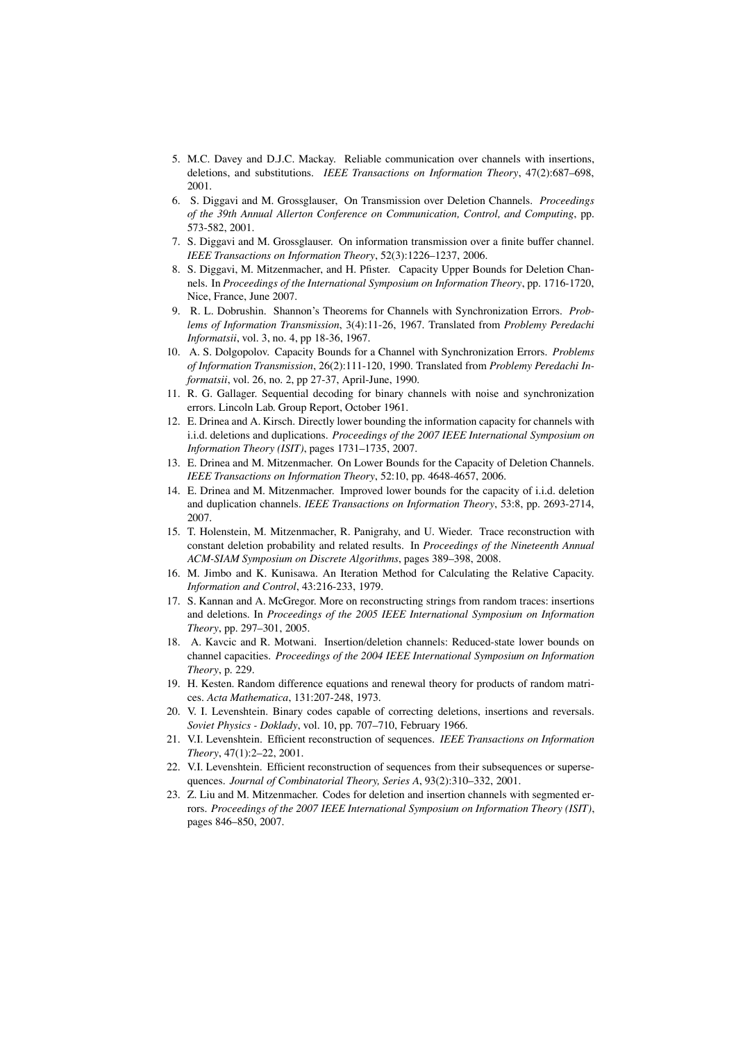5. M.C. Davey and D.J.C. Mackay. Reliable communication over channels with insertions, deletions, and substitutions. *IEEE Transactions on Information Theory*, 47(2):687–698, 2001.
6. S. Diggavi and M. Grossglauser, On Transmission over Deletion Channels. *Proceedings of the 39th Annual Allerton Conference on Communication, Control, and Computing*, pp. 573-582, 2001.
7. S. Diggavi and M. Grossglauser. On information transmission over a finite buffer channel. *IEEE Transactions on Information Theory*, 52(3):1226–1237, 2006.
8. S. Diggavi, M. Mitzenmacher, and H. Pfister. Capacity Upper Bounds for Deletion Channels. In *Proceedings of the International Symposium on Information Theory*, pp. 1716-1720, Nice, France, June 2007.
9. R. L. Dobrushin. Shannon's Theorems for Channels with Synchronization Errors. *Problems of Information Transmission*, 3(4):11-26, 1967. Translated from *Problemy Peredachi Informatsii*, vol. 3, no. 4, pp 18-36, 1967.
10. A. S. Dolgopolov. Capacity Bounds for a Channel with Synchronization Errors. *Problems of Information Transmission*, 26(2):111-120, 1990. Translated from *Problemy Peredachi Informatsii*, vol. 26, no. 2, pp 27-37, April-June, 1990.
11. R. G. Gallager. Sequential decoding for binary channels with noise and synchronization errors. Lincoln Lab. Group Report, October 1961.
12. E. Drinea and A. Kirsch. Directly lower bounding the information capacity for channels with i.i.d. deletions and duplications. *Proceedings of the 2007 IEEE International Symposium on Information Theory (ISIT)*, pages 1731–1735, 2007.
13. E. Drinea and M. Mitzenmacher. On Lower Bounds for the Capacity of Deletion Channels. *IEEE Transactions on Information Theory*, 52:10, pp. 4648-4657, 2006.
14. E. Drinea and M. Mitzenmacher. Improved lower bounds for the capacity of i.i.d. deletion and duplication channels. *IEEE Transactions on Information Theory*, 53:8, pp. 2693-2714, 2007.
15. T. Holenstein, M. Mitzenmacher, R. Panigrahy, and U. Wieder. Trace reconstruction with constant deletion probability and related results. In *Proceedings of the Nineteenth Annual ACM-SIAM Symposium on Discrete Algorithms*, pages 389–398, 2008.
16. M. Jimbo and K. Kunisawa. An Iteration Method for Calculating the Relative Capacity. *Information and Control*, 43:216-233, 1979.
17. S. Kannan and A. McGregor. More on reconstructing strings from random traces: insertions and deletions. In *Proceedings of the 2005 IEEE International Symposium on Information Theory*, pp. 297–301, 2005.
18. A. Kavcic and R. Motwani. Insertion/deletion channels: Reduced-state lower bounds on channel capacities. *Proceedings of the 2004 IEEE International Symposium on Information Theory*, p. 229.
19. H. Kesten. Random difference equations and renewal theory for products of random matrices. *Acta Mathematica*, 131:207-248, 1973.
20. V. I. Levenshtein. Binary codes capable of correcting deletions, insertions and reversals. *Soviet Physics - Doklady*, vol. 10, pp. 707–710, February 1966.
21. V.I. Levenshtein. Efficient reconstruction of sequences. *IEEE Transactions on Information Theory*, 47(1):2–22, 2001.
22. V.I. Levenshtein. Efficient reconstruction of sequences from their subsequences or supersequences. *Journal of Combinatorial Theory, Series A*, 93(2):310–332, 2001.
23. Z. Liu and M. Mitzenmacher. Codes for deletion and insertion channels with segmented errors. *Proceedings of the 2007 IEEE International Symposium on Information Theory (ISIT)*, pages 846–850, 2007.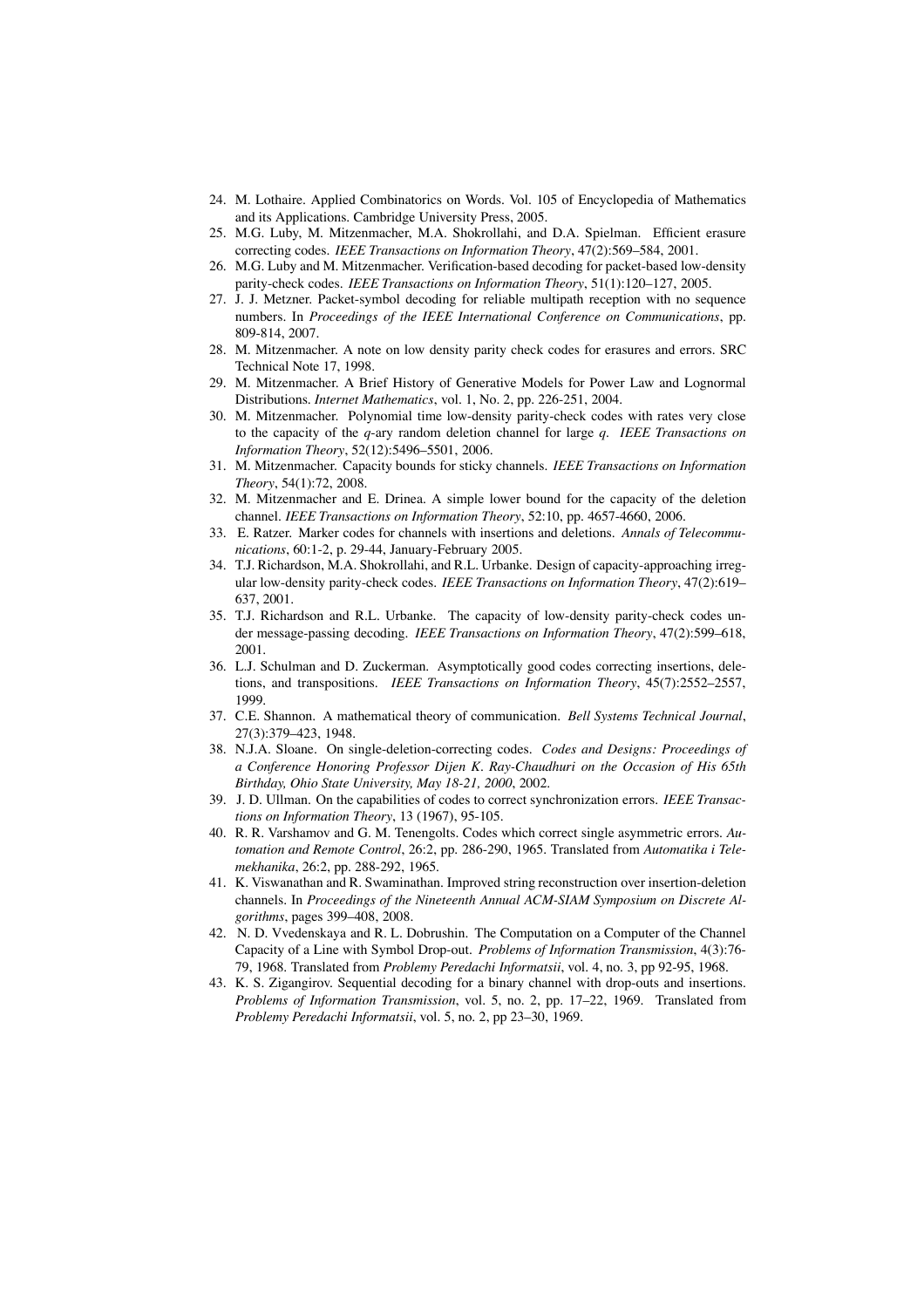24. M. Lothaire. Applied Combinatorics on Words. Vol. 105 of Encyclopedia of Mathematics and its Applications. Cambridge University Press, 2005.
25. M.G. Luby, M. Mitzenmacher, M.A. Shokrollahi, and D.A. Spielman. Efficient erasure correcting codes. *IEEE Transactions on Information Theory*, 47(2):569–584, 2001.
26. M.G. Luby and M. Mitzenmacher. Verification-based decoding for packet-based low-density parity-check codes. *IEEE Transactions on Information Theory*, 51(1):120–127, 2005.
27. J. J. Metzner. Packet-symbol decoding for reliable multipath reception with no sequence numbers. In *Proceedings of the IEEE International Conference on Communications*, pp. 809-814, 2007.
28. M. Mitzenmacher. A note on low density parity check codes for erasures and errors. SRC Technical Note 17, 1998.
29. M. Mitzenmacher. A Brief History of Generative Models for Power Law and Lognormal Distributions. *Internet Mathematics*, vol. 1, No. 2, pp. 226-251, 2004.
30. M. Mitzenmacher. Polynomial time low-density parity-check codes with rates very close to the capacity of the *q*-ary random deletion channel for large *q*. *IEEE Transactions on Information Theory*, 52(12):5496–5501, 2006.
31. M. Mitzenmacher. Capacity bounds for sticky channels. *IEEE Transactions on Information Theory*, 54(1):72, 2008.
32. M. Mitzenmacher and E. Drinea. A simple lower bound for the capacity of the deletion channel. *IEEE Transactions on Information Theory*, 52:10, pp. 4657-4660, 2006.
33. E. Ratzer. Marker codes for channels with insertions and deletions. *Annals of Telecommunications*, 60:1-2, p. 29-44, January-February 2005.
34. T.J. Richardson, M.A. Shokrollahi, and R.L. Urbanke. Design of capacity-approaching irregular low-density parity-check codes. *IEEE Transactions on Information Theory*, 47(2):619–637, 2001.
35. T.J. Richardson and R.L. Urbanke. The capacity of low-density parity-check codes under message-passing decoding. *IEEE Transactions on Information Theory*, 47(2):599–618, 2001.
36. L.J. Schulman and D. Zuckerman. Asymptotically good codes correcting insertions, deletions, and transpositions. *IEEE Transactions on Information Theory*, 45(7):2552–2557, 1999.
37. C.E. Shannon. A mathematical theory of communication. *Bell Systems Technical Journal*, 27(3):379–423, 1948.
38. N.J.A. Sloane. On single-deletion-correcting codes. *Codes and Designs: Proceedings of a Conference Honoring Professor Dijen K. Ray-Chaudhuri on the Occasion of His 65th Birthday, Ohio State University, May 18-21, 2000*, 2002.
39. J. D. Ullman. On the capabilities of codes to correct synchronization errors. *IEEE Transactions on Information Theory*, 13 (1967), 95-105.
40. R. R. Varshamov and G. M. Tenengolts. Codes which correct single asymmetric errors. *Automation and Remote Control*, 26:2, pp. 286-290, 1965. Translated from *Automatika i Telemekhanika*, 26:2, pp. 288-292, 1965.
41. K. Viswanathan and R. Swaminathan. Improved string reconstruction over insertion-deletion channels. In *Proceedings of the Nineteenth Annual ACM-SIAM Symposium on Discrete Algorithms*, pages 399–408, 2008.
42. N. D. Vvedenskaya and R. L. Dobrushin. The Computation on a Computer of the Channel Capacity of a Line with Symbol Drop-out. *Problems of Information Transmission*, 4(3):76-79, 1968. Translated from *Problemy Peredachi Informatsii*, vol. 4, no. 3, pp 92-95, 1968.
43. K. S. Zigangirov. Sequential decoding for a binary channel with drop-outs and insertions. *Problems of Information Transmission*, vol. 5, no. 2, pp. 17–22, 1969. Translated from *Problemy Peredachi Informatsii*, vol. 5, no. 2, pp 23–30, 1969.